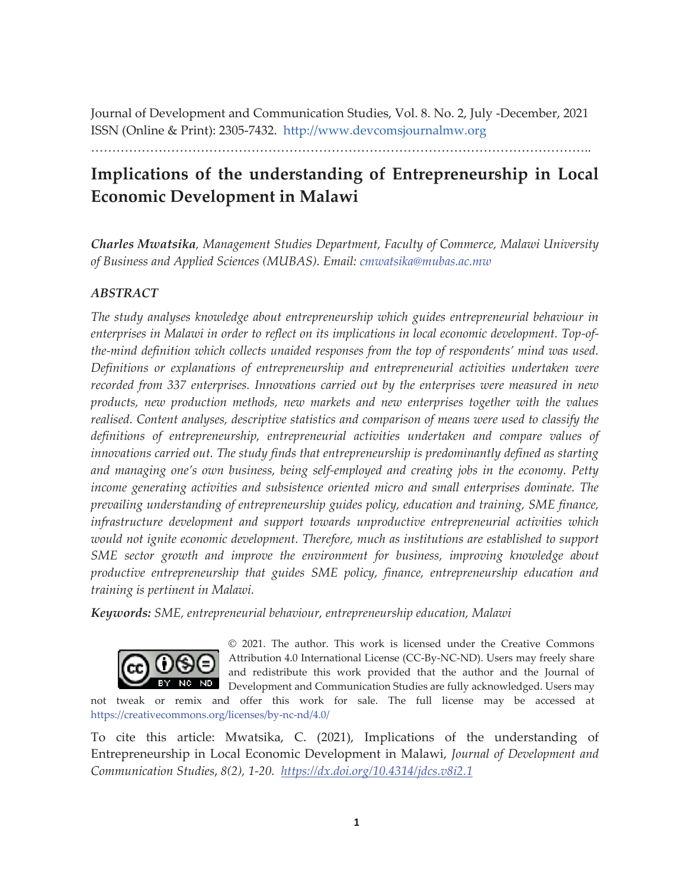Journal of Development and Communication Studies, Vol. 8. No. 2, July -December, 2021
ISSN (Online & Print): 2305-7432. http://www.devcomsjournalmw.org

# Implications of the understanding of Entrepreneurship in Local Economic Development in Malawi

***Charles Mwatsika**, Management Studies Department, Faculty of Commerce, Malawi University of Business and Applied Sciences (MUBAS). Email: cmwatsika@mubas.ac.mw*

## *ABSTRACT*

*The study analyses knowledge about entrepreneurship which guides entrepreneurial behaviour in enterprises in Malawi in order to reflect on its implications in local economic development. Top-of-the-mind definition which collects unaided responses from the top of respondents' mind was used. Definitions or explanations of entrepreneurship and entrepreneurial activities undertaken were recorded from 337 enterprises. Innovations carried out by the enterprises were measured in new products, new production methods, new markets and new enterprises together with the values realised. Content analyses, descriptive statistics and comparison of means were used to classify the definitions of entrepreneurship, entrepreneurial activities undertaken and compare values of innovations carried out. The study finds that entrepreneurship is predominantly defined as starting and managing one's own business, being self-employed and creating jobs in the economy. Petty income generating activities and subsistence oriented micro and small enterprises dominate. The prevailing understanding of entrepreneurship guides policy, education and training, SME finance, infrastructure development and support towards unproductive entrepreneurial activities which would not ignite economic development. Therefore, much as institutions are established to support SME sector growth and improve the environment for business, improving knowledge about productive entrepreneurship that guides SME policy, finance, entrepreneurship education and training is pertinent in Malawi.*

***Keywords:** SME, entrepreneurial behaviour, entrepreneurship education, Malawi*

© 2021. The author. This work is licensed under the Creative Commons Attribution 4.0 International License (CC-By-NC-ND). Users may freely share and redistribute this work provided that the author and the Journal of Development and Communication Studies are fully acknowledged. Users may not tweak or remix and offer this work for sale. The full license may be accessed at https://creativecommons.org/licenses/by-nc-nd/4.0/

To cite this article: Mwatsika, C. (2021), Implications of the understanding of Entrepreneurship in Local Economic Development in Malawi, *Journal of Development and Communication Studies*, *8(2), 1-20.* *https://dx.doi.org/10.4314/jdcs.v8i2.1*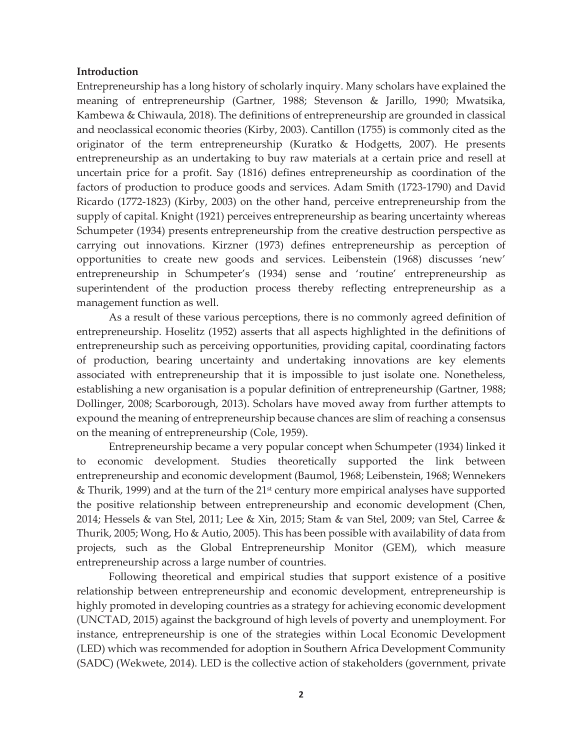**Introduction**

Entrepreneurship has a long history of scholarly inquiry. Many scholars have explained the meaning of entrepreneurship (Gartner, 1988; Stevenson & Jarillo, 1990; Mwatsika, Kambewa & Chiwaula, 2018). The definitions of entrepreneurship are grounded in classical and neoclassical economic theories (Kirby, 2003). Cantillon (1755) is commonly cited as the originator of the term entrepreneurship (Kuratko & Hodgetts, 2007). He presents entrepreneurship as an undertaking to buy raw materials at a certain price and resell at uncertain price for a profit. Say (1816) defines entrepreneurship as coordination of the factors of production to produce goods and services. Adam Smith (1723-1790) and David Ricardo (1772-1823) (Kirby, 2003) on the other hand, perceive entrepreneurship from the supply of capital. Knight (1921) perceives entrepreneurship as bearing uncertainty whereas Schumpeter (1934) presents entrepreneurship from the creative destruction perspective as carrying out innovations. Kirzner (1973) defines entrepreneurship as perception of opportunities to create new goods and services. Leibenstein (1968) discusses 'new' entrepreneurship in Schumpeter's (1934) sense and 'routine' entrepreneurship as superintendent of the production process thereby reflecting entrepreneurship as a management function as well.

As a result of these various perceptions, there is no commonly agreed definition of entrepreneurship. Hoselitz (1952) asserts that all aspects highlighted in the definitions of entrepreneurship such as perceiving opportunities, providing capital, coordinating factors of production, bearing uncertainty and undertaking innovations are key elements associated with entrepreneurship that it is impossible to just isolate one. Nonetheless, establishing a new organisation is a popular definition of entrepreneurship (Gartner, 1988; Dollinger, 2008; Scarborough, 2013). Scholars have moved away from further attempts to expound the meaning of entrepreneurship because chances are slim of reaching a consensus on the meaning of entrepreneurship (Cole, 1959).

Entrepreneurship became a very popular concept when Schumpeter (1934) linked it to economic development. Studies theoretically supported the link between entrepreneurship and economic development (Baumol, 1968; Leibenstein, 1968; Wennekers & Thurik, 1999) and at the turn of the 21st century more empirical analyses have supported the positive relationship between entrepreneurship and economic development (Chen, 2014; Hessels & van Stel, 2011; Lee & Xin, 2015; Stam & van Stel, 2009; van Stel, Carree & Thurik, 2005; Wong, Ho & Autio, 2005). This has been possible with availability of data from projects, such as the Global Entrepreneurship Monitor (GEM), which measure entrepreneurship across a large number of countries.

Following theoretical and empirical studies that support existence of a positive relationship between entrepreneurship and economic development, entrepreneurship is highly promoted in developing countries as a strategy for achieving economic development (UNCTAD, 2015) against the background of high levels of poverty and unemployment. For instance, entrepreneurship is one of the strategies within Local Economic Development (LED) which was recommended for adoption in Southern Africa Development Community (SADC) (Wekwete, 2014). LED is the collective action of stakeholders (government, private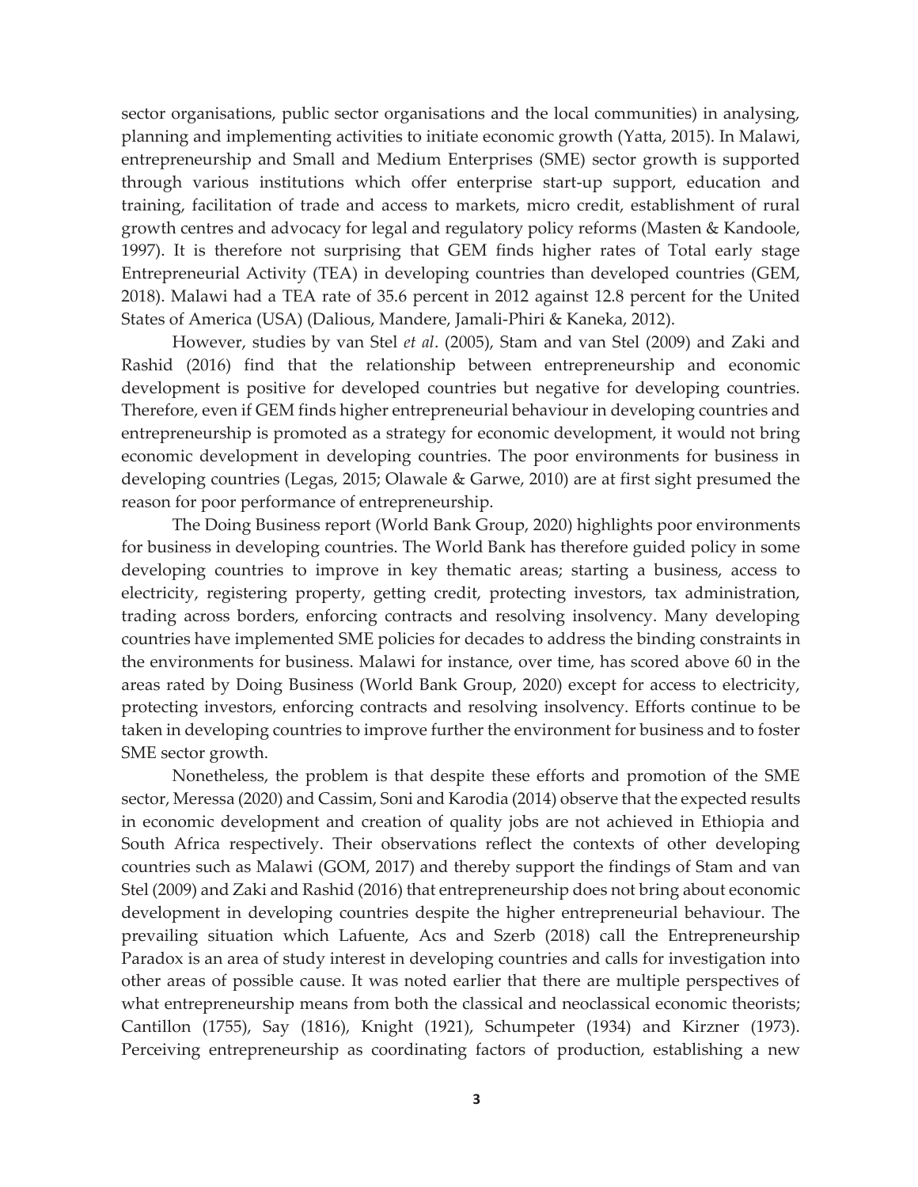sector organisations, public sector organisations and the local communities) in analysing, planning and implementing activities to initiate economic growth (Yatta, 2015). In Malawi, entrepreneurship and Small and Medium Enterprises (SME) sector growth is supported through various institutions which offer enterprise start-up support, education and training, facilitation of trade and access to markets, micro credit, establishment of rural growth centres and advocacy for legal and regulatory policy reforms (Masten & Kandoole, 1997). It is therefore not surprising that GEM finds higher rates of Total early stage Entrepreneurial Activity (TEA) in developing countries than developed countries (GEM, 2018). Malawi had a TEA rate of 35.6 percent in 2012 against 12.8 percent for the United States of America (USA) (Dalious, Mandere, Jamali-Phiri & Kaneka, 2012).

However, studies by van Stel *et al*. (2005), Stam and van Stel (2009) and Zaki and Rashid (2016) find that the relationship between entrepreneurship and economic development is positive for developed countries but negative for developing countries. Therefore, even if GEM finds higher entrepreneurial behaviour in developing countries and entrepreneurship is promoted as a strategy for economic development, it would not bring economic development in developing countries. The poor environments for business in developing countries (Legas, 2015; Olawale & Garwe, 2010) are at first sight presumed the reason for poor performance of entrepreneurship.

The Doing Business report (World Bank Group, 2020) highlights poor environments for business in developing countries. The World Bank has therefore guided policy in some developing countries to improve in key thematic areas; starting a business, access to electricity, registering property, getting credit, protecting investors, tax administration, trading across borders, enforcing contracts and resolving insolvency. Many developing countries have implemented SME policies for decades to address the binding constraints in the environments for business. Malawi for instance, over time, has scored above 60 in the areas rated by Doing Business (World Bank Group, 2020) except for access to electricity, protecting investors, enforcing contracts and resolving insolvency. Efforts continue to be taken in developing countries to improve further the environment for business and to foster SME sector growth.

Nonetheless, the problem is that despite these efforts and promotion of the SME sector, Meressa (2020) and Cassim, Soni and Karodia (2014) observe that the expected results in economic development and creation of quality jobs are not achieved in Ethiopia and South Africa respectively. Their observations reflect the contexts of other developing countries such as Malawi (GOM, 2017) and thereby support the findings of Stam and van Stel (2009) and Zaki and Rashid (2016) that entrepreneurship does not bring about economic development in developing countries despite the higher entrepreneurial behaviour. The prevailing situation which Lafuente, Acs and Szerb (2018) call the Entrepreneurship Paradox is an area of study interest in developing countries and calls for investigation into other areas of possible cause. It was noted earlier that there are multiple perspectives of what entrepreneurship means from both the classical and neoclassical economic theorists; Cantillon (1755), Say (1816), Knight (1921), Schumpeter (1934) and Kirzner (1973). Perceiving entrepreneurship as coordinating factors of production, establishing a new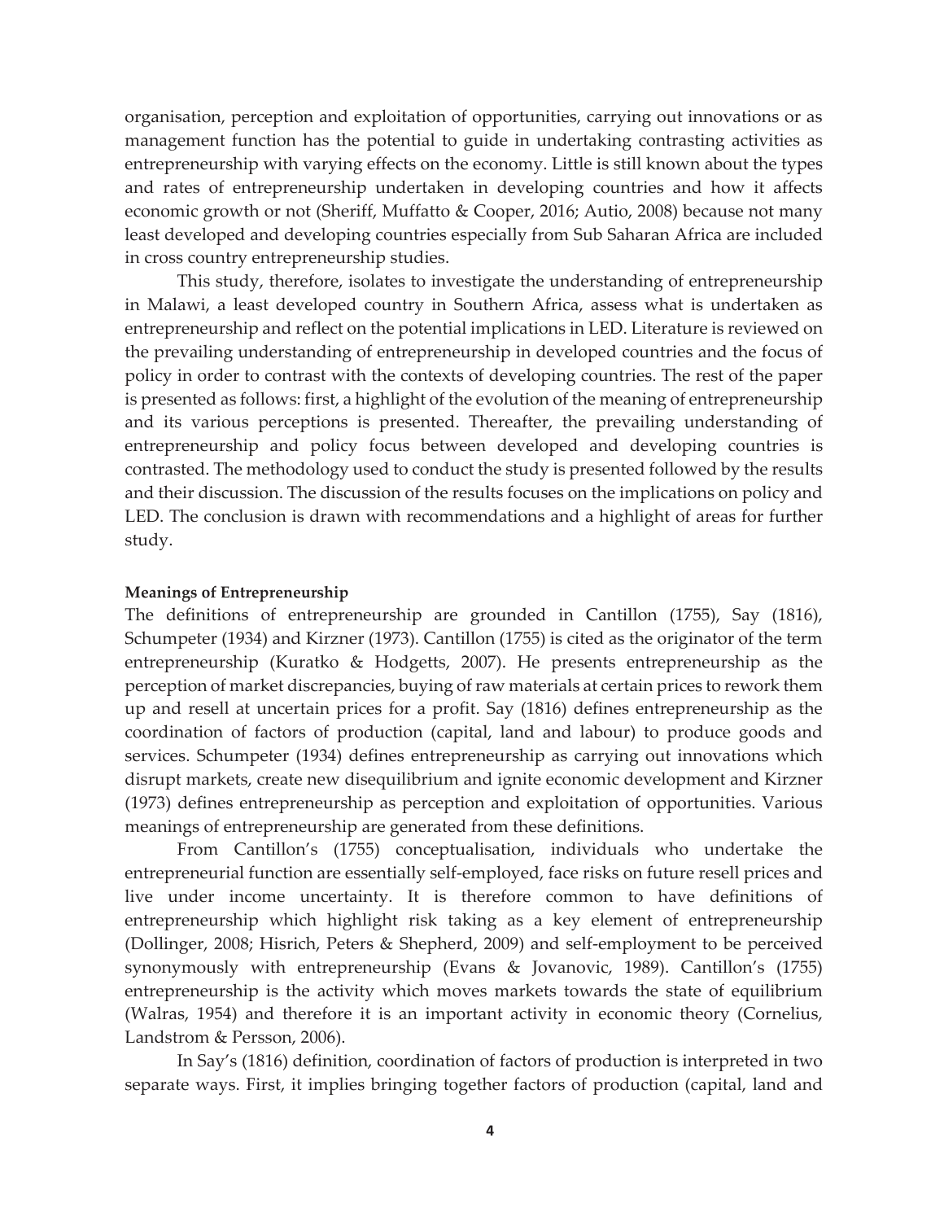organisation, perception and exploitation of opportunities, carrying out innovations or as management function has the potential to guide in undertaking contrasting activities as entrepreneurship with varying effects on the economy. Little is still known about the types and rates of entrepreneurship undertaken in developing countries and how it affects economic growth or not (Sheriff, Muffatto & Cooper, 2016; Autio, 2008) because not many least developed and developing countries especially from Sub Saharan Africa are included in cross country entrepreneurship studies.

This study, therefore, isolates to investigate the understanding of entrepreneurship in Malawi, a least developed country in Southern Africa, assess what is undertaken as entrepreneurship and reflect on the potential implications in LED. Literature is reviewed on the prevailing understanding of entrepreneurship in developed countries and the focus of policy in order to contrast with the contexts of developing countries. The rest of the paper is presented as follows: first, a highlight of the evolution of the meaning of entrepreneurship and its various perceptions is presented. Thereafter, the prevailing understanding of entrepreneurship and policy focus between developed and developing countries is contrasted. The methodology used to conduct the study is presented followed by the results and their discussion. The discussion of the results focuses on the implications on policy and LED. The conclusion is drawn with recommendations and a highlight of areas for further study.

**Meanings of Entrepreneurship**

The definitions of entrepreneurship are grounded in Cantillon (1755), Say (1816), Schumpeter (1934) and Kirzner (1973). Cantillon (1755) is cited as the originator of the term entrepreneurship (Kuratko & Hodgetts, 2007). He presents entrepreneurship as the perception of market discrepancies, buying of raw materials at certain prices to rework them up and resell at uncertain prices for a profit. Say (1816) defines entrepreneurship as the coordination of factors of production (capital, land and labour) to produce goods and services. Schumpeter (1934) defines entrepreneurship as carrying out innovations which disrupt markets, create new disequilibrium and ignite economic development and Kirzner (1973) defines entrepreneurship as perception and exploitation of opportunities. Various meanings of entrepreneurship are generated from these definitions.

From Cantillon's (1755) conceptualisation, individuals who undertake the entrepreneurial function are essentially self-employed, face risks on future resell prices and live under income uncertainty. It is therefore common to have definitions of entrepreneurship which highlight risk taking as a key element of entrepreneurship (Dollinger, 2008; Hisrich, Peters & Shepherd, 2009) and self-employment to be perceived synonymously with entrepreneurship (Evans & Jovanovic, 1989). Cantillon's (1755) entrepreneurship is the activity which moves markets towards the state of equilibrium (Walras, 1954) and therefore it is an important activity in economic theory (Cornelius, Landstrom & Persson, 2006).

In Say's (1816) definition, coordination of factors of production is interpreted in two separate ways. First, it implies bringing together factors of production (capital, land and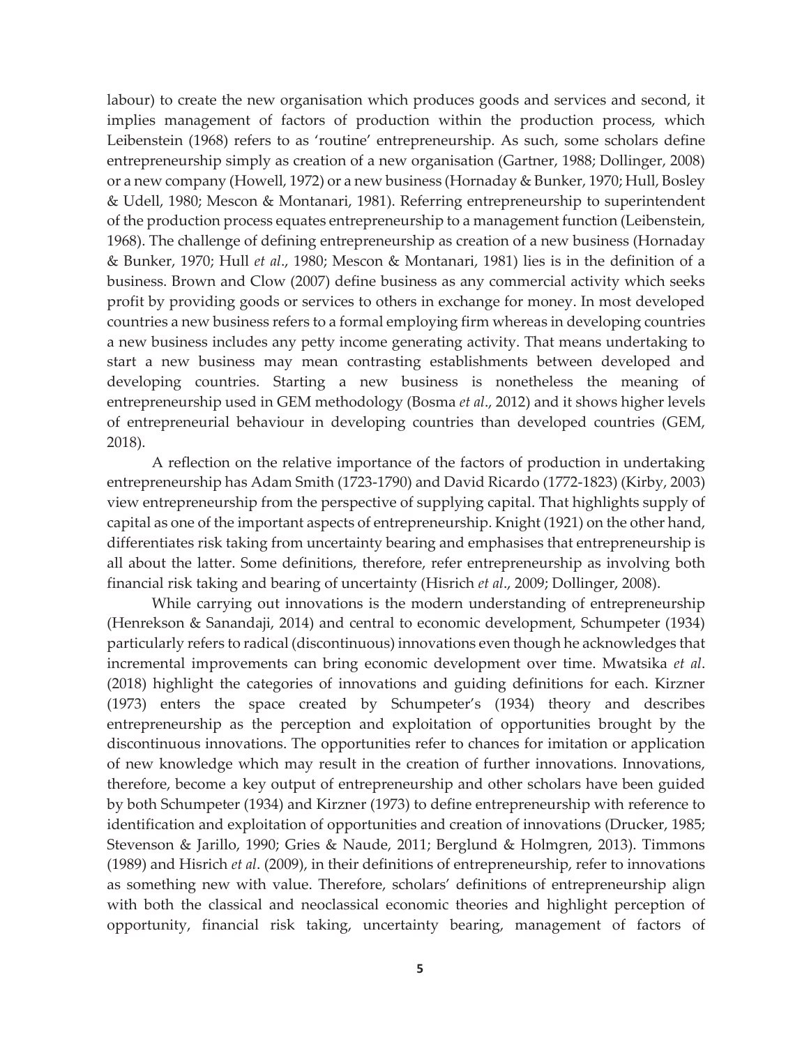labour) to create the new organisation which produces goods and services and second, it implies management of factors of production within the production process, which Leibenstein (1968) refers to as 'routine' entrepreneurship. As such, some scholars define entrepreneurship simply as creation of a new organisation (Gartner, 1988; Dollinger, 2008) or a new company (Howell, 1972) or a new business (Hornaday & Bunker, 1970; Hull, Bosley & Udell, 1980; Mescon & Montanari, 1981). Referring entrepreneurship to superintendent of the production process equates entrepreneurship to a management function (Leibenstein, 1968). The challenge of defining entrepreneurship as creation of a new business (Hornaday & Bunker, 1970; Hull *et al*., 1980; Mescon & Montanari, 1981) lies is in the definition of a business. Brown and Clow (2007) define business as any commercial activity which seeks profit by providing goods or services to others in exchange for money. In most developed countries a new business refers to a formal employing firm whereas in developing countries a new business includes any petty income generating activity. That means undertaking to start a new business may mean contrasting establishments between developed and developing countries. Starting a new business is nonetheless the meaning of entrepreneurship used in GEM methodology (Bosma *et al*., 2012) and it shows higher levels of entrepreneurial behaviour in developing countries than developed countries (GEM, 2018).

A reflection on the relative importance of the factors of production in undertaking entrepreneurship has Adam Smith (1723-1790) and David Ricardo (1772-1823) (Kirby, 2003) view entrepreneurship from the perspective of supplying capital. That highlights supply of capital as one of the important aspects of entrepreneurship. Knight (1921) on the other hand, differentiates risk taking from uncertainty bearing and emphasises that entrepreneurship is all about the latter. Some definitions, therefore, refer entrepreneurship as involving both financial risk taking and bearing of uncertainty (Hisrich *et al*., 2009; Dollinger, 2008).

While carrying out innovations is the modern understanding of entrepreneurship (Henrekson & Sanandaji, 2014) and central to economic development, Schumpeter (1934) particularly refers to radical (discontinuous) innovations even though he acknowledges that incremental improvements can bring economic development over time. Mwatsika *et al*. (2018) highlight the categories of innovations and guiding definitions for each. Kirzner (1973) enters the space created by Schumpeter's (1934) theory and describes entrepreneurship as the perception and exploitation of opportunities brought by the discontinuous innovations. The opportunities refer to chances for imitation or application of new knowledge which may result in the creation of further innovations. Innovations, therefore, become a key output of entrepreneurship and other scholars have been guided by both Schumpeter (1934) and Kirzner (1973) to define entrepreneurship with reference to identification and exploitation of opportunities and creation of innovations (Drucker, 1985; Stevenson & Jarillo, 1990; Gries & Naude, 2011; Berglund & Holmgren, 2013). Timmons (1989) and Hisrich *et al*. (2009), in their definitions of entrepreneurship, refer to innovations as something new with value. Therefore, scholars' definitions of entrepreneurship align with both the classical and neoclassical economic theories and highlight perception of opportunity, financial risk taking, uncertainty bearing, management of factors of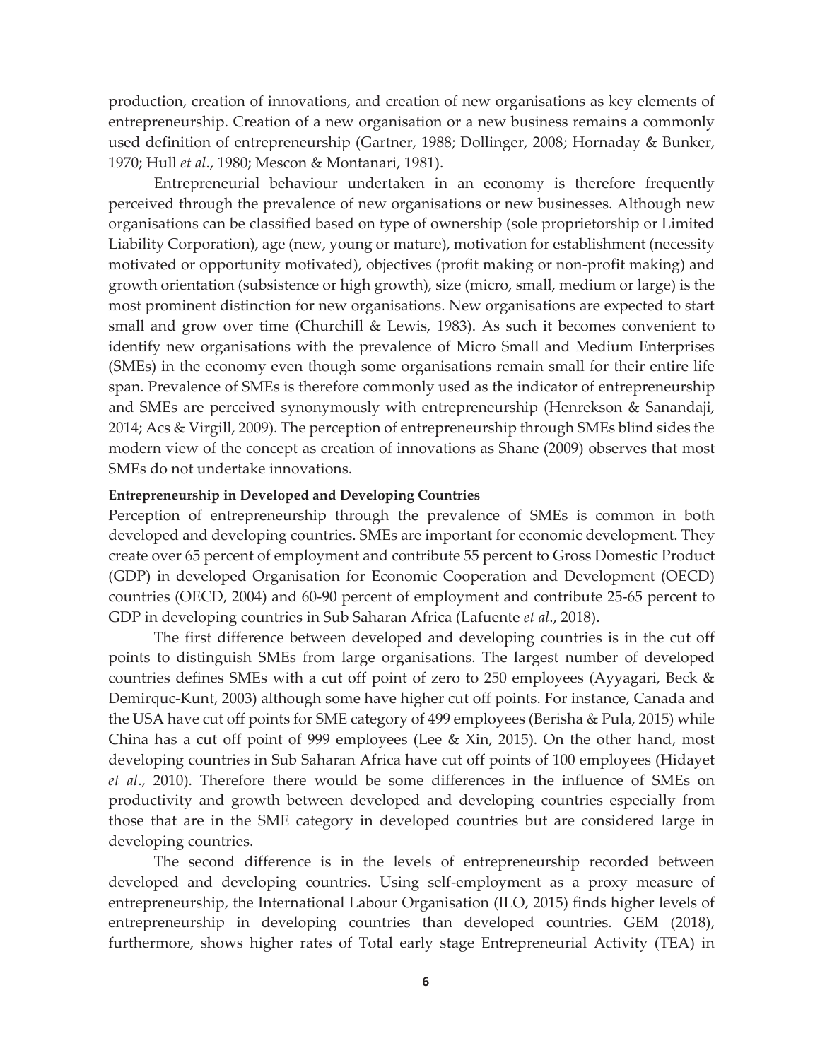production, creation of innovations, and creation of new organisations as key elements of entrepreneurship. Creation of a new organisation or a new business remains a commonly used definition of entrepreneurship (Gartner, 1988; Dollinger, 2008; Hornaday & Bunker, 1970; Hull *et al*., 1980; Mescon & Montanari, 1981).

Entrepreneurial behaviour undertaken in an economy is therefore frequently perceived through the prevalence of new organisations or new businesses. Although new organisations can be classified based on type of ownership (sole proprietorship or Limited Liability Corporation), age (new, young or mature), motivation for establishment (necessity motivated or opportunity motivated), objectives (profit making or non-profit making) and growth orientation (subsistence or high growth), size (micro, small, medium or large) is the most prominent distinction for new organisations. New organisations are expected to start small and grow over time (Churchill & Lewis, 1983). As such it becomes convenient to identify new organisations with the prevalence of Micro Small and Medium Enterprises (SMEs) in the economy even though some organisations remain small for their entire life span. Prevalence of SMEs is therefore commonly used as the indicator of entrepreneurship and SMEs are perceived synonymously with entrepreneurship (Henrekson & Sanandaji, 2014; Acs & Virgill, 2009). The perception of entrepreneurship through SMEs blind sides the modern view of the concept as creation of innovations as Shane (2009) observes that most SMEs do not undertake innovations.

**Entrepreneurship in Developed and Developing Countries**

Perception of entrepreneurship through the prevalence of SMEs is common in both developed and developing countries. SMEs are important for economic development. They create over 65 percent of employment and contribute 55 percent to Gross Domestic Product (GDP) in developed Organisation for Economic Cooperation and Development (OECD) countries (OECD, 2004) and 60-90 percent of employment and contribute 25-65 percent to GDP in developing countries in Sub Saharan Africa (Lafuente *et al*., 2018).

The first difference between developed and developing countries is in the cut off points to distinguish SMEs from large organisations. The largest number of developed countries defines SMEs with a cut off point of zero to 250 employees (Ayyagari, Beck & Demirquc-Kunt, 2003) although some have higher cut off points. For instance, Canada and the USA have cut off points for SME category of 499 employees (Berisha & Pula, 2015) while China has a cut off point of 999 employees (Lee & Xin, 2015). On the other hand, most developing countries in Sub Saharan Africa have cut off points of 100 employees (Hidayet *et al*., 2010). Therefore there would be some differences in the influence of SMEs on productivity and growth between developed and developing countries especially from those that are in the SME category in developed countries but are considered large in developing countries.

The second difference is in the levels of entrepreneurship recorded between developed and developing countries. Using self-employment as a proxy measure of entrepreneurship, the International Labour Organisation (ILO, 2015) finds higher levels of entrepreneurship in developing countries than developed countries. GEM (2018), furthermore, shows higher rates of Total early stage Entrepreneurial Activity (TEA) in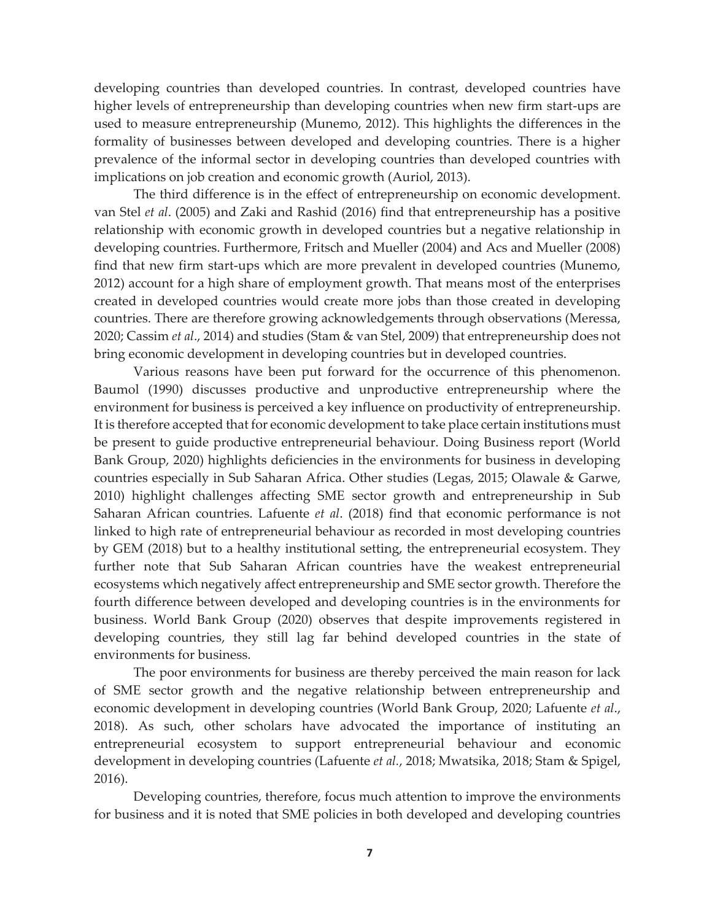developing countries than developed countries. In contrast, developed countries have higher levels of entrepreneurship than developing countries when new firm start-ups are used to measure entrepreneurship (Munemo, 2012). This highlights the differences in the formality of businesses between developed and developing countries. There is a higher prevalence of the informal sector in developing countries than developed countries with implications on job creation and economic growth (Auriol, 2013).

The third difference is in the effect of entrepreneurship on economic development. van Stel *et al*. (2005) and Zaki and Rashid (2016) find that entrepreneurship has a positive relationship with economic growth in developed countries but a negative relationship in developing countries. Furthermore, Fritsch and Mueller (2004) and Acs and Mueller (2008) find that new firm start-ups which are more prevalent in developed countries (Munemo, 2012) account for a high share of employment growth. That means most of the enterprises created in developed countries would create more jobs than those created in developing countries. There are therefore growing acknowledgements through observations (Meressa, 2020; Cassim *et al*., 2014) and studies (Stam & van Stel, 2009) that entrepreneurship does not bring economic development in developing countries but in developed countries.

Various reasons have been put forward for the occurrence of this phenomenon. Baumol (1990) discusses productive and unproductive entrepreneurship where the environment for business is perceived a key influence on productivity of entrepreneurship. It is therefore accepted that for economic development to take place certain institutions must be present to guide productive entrepreneurial behaviour. Doing Business report (World Bank Group, 2020) highlights deficiencies in the environments for business in developing countries especially in Sub Saharan Africa. Other studies (Legas, 2015; Olawale & Garwe, 2010) highlight challenges affecting SME sector growth and entrepreneurship in Sub Saharan African countries. Lafuente *et al*. (2018) find that economic performance is not linked to high rate of entrepreneurial behaviour as recorded in most developing countries by GEM (2018) but to a healthy institutional setting, the entrepreneurial ecosystem. They further note that Sub Saharan African countries have the weakest entrepreneurial ecosystems which negatively affect entrepreneurship and SME sector growth. Therefore the fourth difference between developed and developing countries is in the environments for business. World Bank Group (2020) observes that despite improvements registered in developing countries, they still lag far behind developed countries in the state of environments for business.

The poor environments for business are thereby perceived the main reason for lack of SME sector growth and the negative relationship between entrepreneurship and economic development in developing countries (World Bank Group, 2020; Lafuente *et al*., 2018). As such, other scholars have advocated the importance of instituting an entrepreneurial ecosystem to support entrepreneurial behaviour and economic development in developing countries (Lafuente *et al.*, 2018; Mwatsika, 2018; Stam & Spigel, 2016).

Developing countries, therefore, focus much attention to improve the environments for business and it is noted that SME policies in both developed and developing countries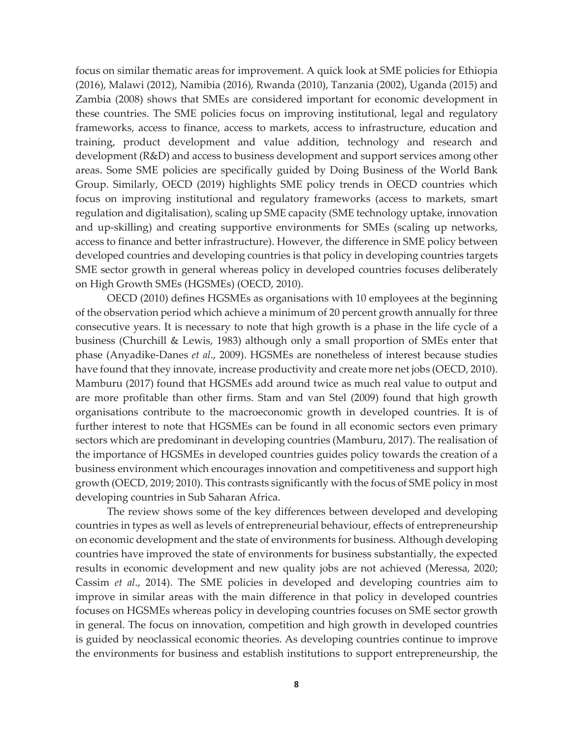focus on similar thematic areas for improvement. A quick look at SME policies for Ethiopia (2016), Malawi (2012), Namibia (2016), Rwanda (2010), Tanzania (2002), Uganda (2015) and Zambia (2008) shows that SMEs are considered important for economic development in these countries. The SME policies focus on improving institutional, legal and regulatory frameworks, access to finance, access to markets, access to infrastructure, education and training, product development and value addition, technology and research and development (R&D) and access to business development and support services among other areas. Some SME policies are specifically guided by Doing Business of the World Bank Group. Similarly, OECD (2019) highlights SME policy trends in OECD countries which focus on improving institutional and regulatory frameworks (access to markets, smart regulation and digitalisation), scaling up SME capacity (SME technology uptake, innovation and up-skilling) and creating supportive environments for SMEs (scaling up networks, access to finance and better infrastructure). However, the difference in SME policy between developed countries and developing countries is that policy in developing countries targets SME sector growth in general whereas policy in developed countries focuses deliberately on High Growth SMEs (HGSMEs) (OECD, 2010).

OECD (2010) defines HGSMEs as organisations with 10 employees at the beginning of the observation period which achieve a minimum of 20 percent growth annually for three consecutive years. It is necessary to note that high growth is a phase in the life cycle of a business (Churchill & Lewis, 1983) although only a small proportion of SMEs enter that phase (Anyadike-Danes *et al*., 2009). HGSMEs are nonetheless of interest because studies have found that they innovate, increase productivity and create more net jobs (OECD, 2010). Mamburu (2017) found that HGSMEs add around twice as much real value to output and are more profitable than other firms. Stam and van Stel (2009) found that high growth organisations contribute to the macroeconomic growth in developed countries. It is of further interest to note that HGSMEs can be found in all economic sectors even primary sectors which are predominant in developing countries (Mamburu, 2017). The realisation of the importance of HGSMEs in developed countries guides policy towards the creation of a business environment which encourages innovation and competitiveness and support high growth (OECD, 2019; 2010). This contrasts significantly with the focus of SME policy in most developing countries in Sub Saharan Africa.

The review shows some of the key differences between developed and developing countries in types as well as levels of entrepreneurial behaviour, effects of entrepreneurship on economic development and the state of environments for business. Although developing countries have improved the state of environments for business substantially, the expected results in economic development and new quality jobs are not achieved (Meressa, 2020; Cassim *et al*., 2014). The SME policies in developed and developing countries aim to improve in similar areas with the main difference in that policy in developed countries focuses on HGSMEs whereas policy in developing countries focuses on SME sector growth in general. The focus on innovation, competition and high growth in developed countries is guided by neoclassical economic theories. As developing countries continue to improve the environments for business and establish institutions to support entrepreneurship, the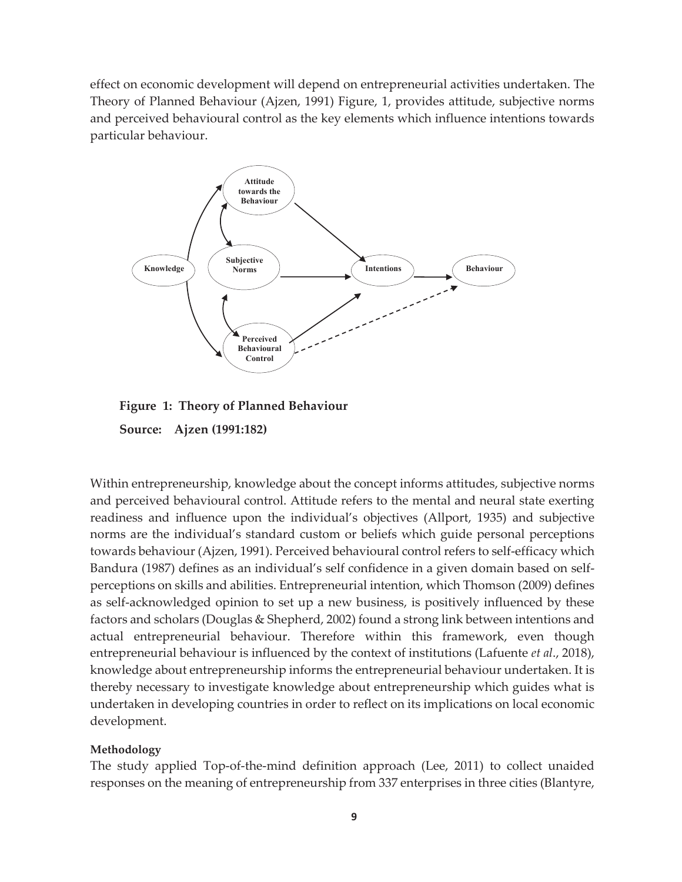effect on economic development will depend on entrepreneurial activities undertaken. The Theory of Planned Behaviour (Ajzen, 1991) Figure, 1, provides attitude, subjective norms and perceived behavioural control as the key elements which influence intentions towards particular behaviour.

**Figure 1: Theory of Planned Behaviour**

**Source: Ajzen (1991:182)**

Within entrepreneurship, knowledge about the concept informs attitudes, subjective norms and perceived behavioural control. Attitude refers to the mental and neural state exerting readiness and influence upon the individual's objectives (Allport, 1935) and subjective norms are the individual's standard custom or beliefs which guide personal perceptions towards behaviour (Ajzen, 1991). Perceived behavioural control refers to self-efficacy which Bandura (1987) defines as an individual's self confidence in a given domain based on self-perceptions on skills and abilities. Entrepreneurial intention, which Thomson (2009) defines as self-acknowledged opinion to set up a new business, is positively influenced by these factors and scholars (Douglas & Shepherd, 2002) found a strong link between intentions and actual entrepreneurial behaviour. Therefore within this framework, even though entrepreneurial behaviour is influenced by the context of institutions (Lafuente *et al*., 2018), knowledge about entrepreneurship informs the entrepreneurial behaviour undertaken. It is thereby necessary to investigate knowledge about entrepreneurship which guides what is undertaken in developing countries in order to reflect on its implications on local economic development.

#### Methodology

The study applied Top-of-the-mind definition approach (Lee, 2011) to collect unaided responses on the meaning of entrepreneurship from 337 enterprises in three cities (Blantyre,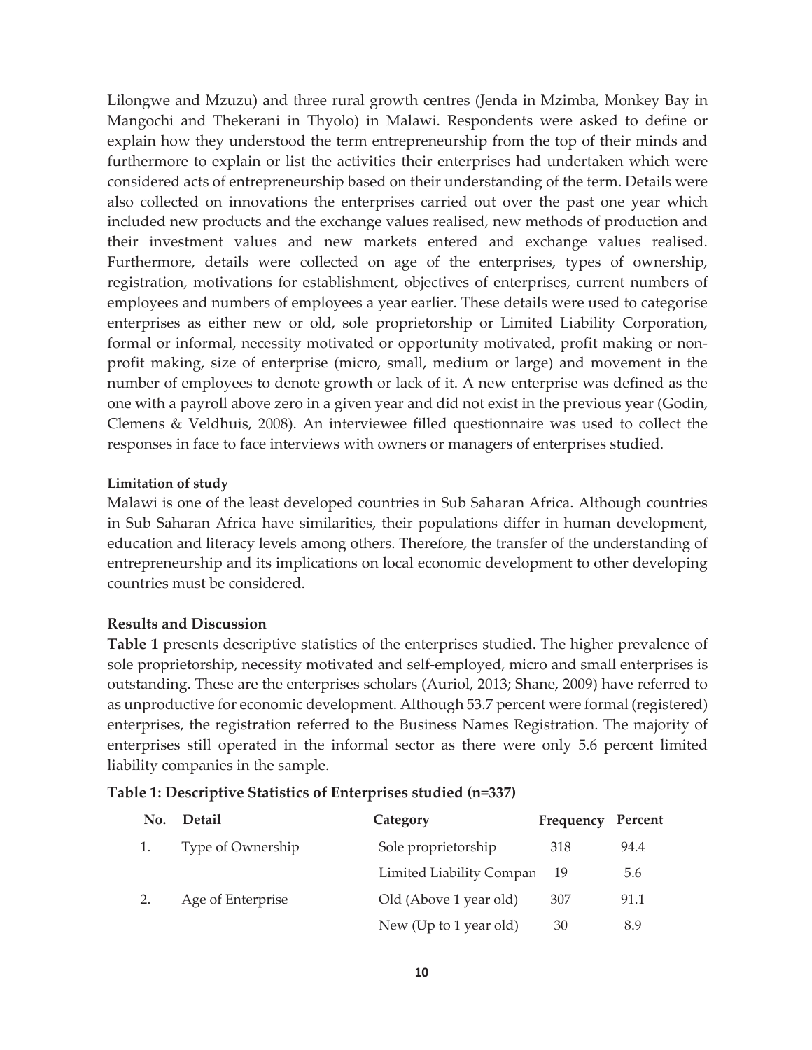Lilongwe and Mzuzu) and three rural growth centres (Jenda in Mzimba, Monkey Bay in Mangochi and Thekerani in Thyolo) in Malawi. Respondents were asked to define or explain how they understood the term entrepreneurship from the top of their minds and furthermore to explain or list the activities their enterprises had undertaken which were considered acts of entrepreneurship based on their understanding of the term. Details were also collected on innovations the enterprises carried out over the past one year which included new products and the exchange values realised, new methods of production and their investment values and new markets entered and exchange values realised. Furthermore, details were collected on age of the enterprises, types of ownership, registration, motivations for establishment, objectives of enterprises, current numbers of employees and numbers of employees a year earlier. These details were used to categorise enterprises as either new or old, sole proprietorship or Limited Liability Corporation, formal or informal, necessity motivated or opportunity motivated, profit making or non-profit making, size of enterprise (micro, small, medium or large) and movement in the number of employees to denote growth or lack of it. A new enterprise was defined as the one with a payroll above zero in a given year and did not exist in the previous year (Godin, Clemens & Veldhuis, 2008). An interviewee filled questionnaire was used to collect the responses in face to face interviews with owners or managers of enterprises studied.

#### Limitation of study

Malawi is one of the least developed countries in Sub Saharan Africa. Although countries in Sub Saharan Africa have similarities, their populations differ in human development, education and literacy levels among others. Therefore, the transfer of the understanding of entrepreneurship and its implications on local economic development to other developing countries must be considered.

### Results and Discussion

**Table 1** presents descriptive statistics of the enterprises studied. The higher prevalence of sole proprietorship, necessity motivated and self-employed, micro and small enterprises is outstanding. These are the enterprises scholars (Auriol, 2013; Shane, 2009) have referred to as unproductive for economic development. Although 53.7 percent were formal (registered) enterprises, the registration referred to the Business Names Registration. The majority of enterprises still operated in the informal sector as there were only 5.6 percent limited liability companies in the sample.

**Table 1: Descriptive Statistics of Enterprises studied (n=337)**

| No. | Detail | Category | Frequency | Percent |
|---|---|---|---|---|
| 1. | Type of Ownership | Sole proprietorship | 318 | 94.4 |
| | | Limited Liability Compan | 19 | 5.6 |
| 2. | Age of Enterprise | Old (Above 1 year old) | 307 | 91.1 |
| | | New (Up to 1 year old) | 30 | 8.9 |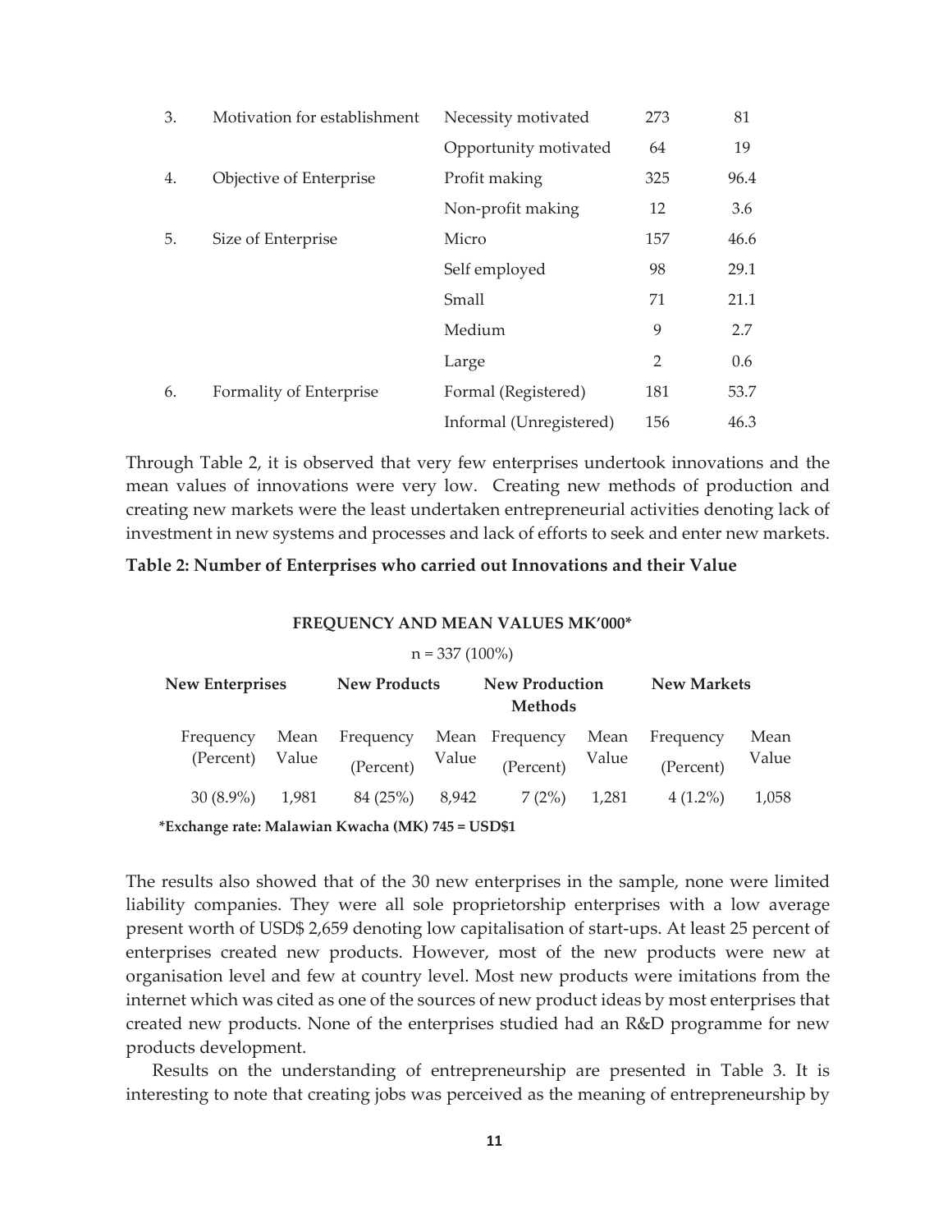| 3. | Motivation for establishment | Necessity motivated | 273 | 81 |
|---|---|---|---|---|
| | | Opportunity motivated | 64 | 19 |
| 4. | Objective of Enterprise | Profit making | 325 | 96.4 |
| | | Non-profit making | 12 | 3.6 |
| 5. | Size of Enterprise | Micro | 157 | 46.6 |
| | | Self employed | 98 | 29.1 |
| | | Small | 71 | 21.1 |
| | | Medium | 9 | 2.7 |
| | | Large | 2 | 0.6 |
| 6. | Formality of Enterprise | Formal (Registered) | 181 | 53.7 |
| | | Informal (Unregistered) | 156 | 46.3 |

Through Table 2, it is observed that very few enterprises undertook innovations and the mean values of innovations were very low. Creating new methods of production and creating new markets were the least undertaken entrepreneurial activities denoting lack of investment in new systems and processes and lack of efforts to seek and enter new markets.

**Table 2: Number of Enterprises who carried out Innovations and their Value**

**FREQUENCY AND MEAN VALUES MK'000***

n = 337 (100%)

| New Enterprises | | New Products | | New Production Methods | | New Markets | |
|---|---|---|---|---|---|---|---|
| Frequency (Percent) | Mean Value | Frequency (Percent) | Mean Value | Frequency (Percent) | Mean Value | Frequency (Percent) | Mean Value |
| 30 (8.9%) | 1,981 | 84 (25%) | 8,942 | 7 (2%) | 1,281 | 4 (1.2%) | 1,058 |

***Exchange rate: Malawian Kwacha (MK) 745 = USD$1**

The results also showed that of the 30 new enterprises in the sample, none were limited liability companies. They were all sole proprietorship enterprises with a low average present worth of USD$ 2,659 denoting low capitalisation of start-ups. At least 25 percent of enterprises created new products. However, most of the new products were new at organisation level and few at country level. Most new products were imitations from the internet which was cited as one of the sources of new product ideas by most enterprises that created new products. None of the enterprises studied had an R&D programme for new products development.

Results on the understanding of entrepreneurship are presented in Table 3. It is interesting to note that creating jobs was perceived as the meaning of entrepreneurship by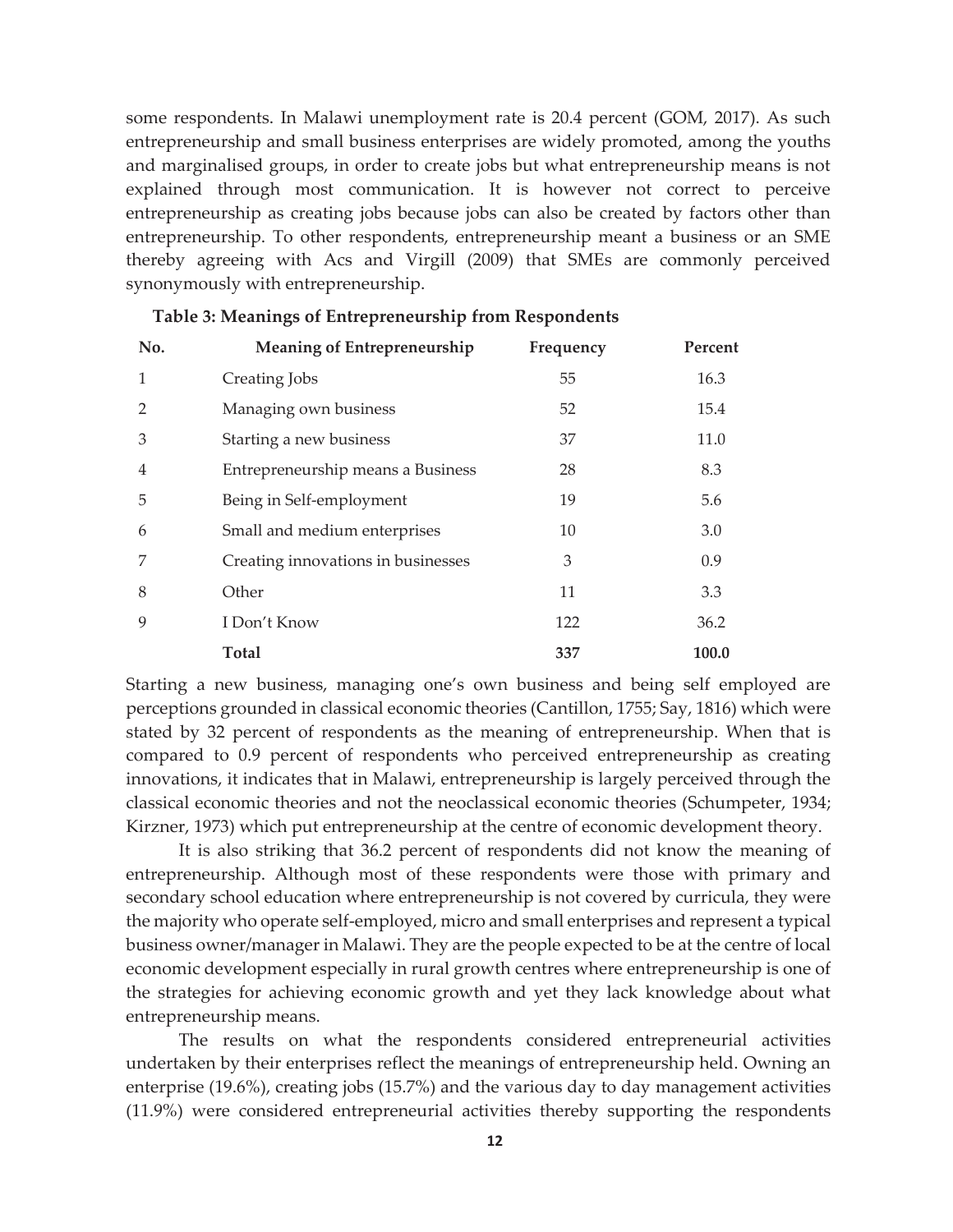some respondents. In Malawi unemployment rate is 20.4 percent (GOM, 2017). As such entrepreneurship and small business enterprises are widely promoted, among the youths and marginalised groups, in order to create jobs but what entrepreneurship means is not explained through most communication. It is however not correct to perceive entrepreneurship as creating jobs because jobs can also be created by factors other than entrepreneurship. To other respondents, entrepreneurship meant a business or an SME thereby agreeing with Acs and Virgill (2009) that SMEs are commonly perceived synonymously with entrepreneurship.

**Table 3: Meanings of Entrepreneurship from Respondents**

| No. | Meaning of Entrepreneurship | Frequency | Percent |
|---|---|---|---|
| 1 | Creating Jobs | 55 | 16.3 |
| 2 | Managing own business | 52 | 15.4 |
| 3 | Starting a new business | 37 | 11.0 |
| 4 | Entrepreneurship means a Business | 28 | 8.3 |
| 5 | Being in Self-employment | 19 | 5.6 |
| 6 | Small and medium enterprises | 10 | 3.0 |
| 7 | Creating innovations in businesses | 3 | 0.9 |
| 8 | Other | 11 | 3.3 |
| 9 | I Don't Know | 122 | 36.2 |
| | **Total** | **337** | **100.0** |

Starting a new business, managing one's own business and being self employed are perceptions grounded in classical economic theories (Cantillon, 1755; Say, 1816) which were stated by 32 percent of respondents as the meaning of entrepreneurship. When that is compared to 0.9 percent of respondents who perceived entrepreneurship as creating innovations, it indicates that in Malawi, entrepreneurship is largely perceived through the classical economic theories and not the neoclassical economic theories (Schumpeter, 1934; Kirzner, 1973) which put entrepreneurship at the centre of economic development theory.

It is also striking that 36.2 percent of respondents did not know the meaning of entrepreneurship. Although most of these respondents were those with primary and secondary school education where entrepreneurship is not covered by curricula, they were the majority who operate self-employed, micro and small enterprises and represent a typical business owner/manager in Malawi. They are the people expected to be at the centre of local economic development especially in rural growth centres where entrepreneurship is one of the strategies for achieving economic growth and yet they lack knowledge about what entrepreneurship means.

The results on what the respondents considered entrepreneurial activities undertaken by their enterprises reflect the meanings of entrepreneurship held. Owning an enterprise (19.6%), creating jobs (15.7%) and the various day to day management activities (11.9%) were considered entrepreneurial activities thereby supporting the respondents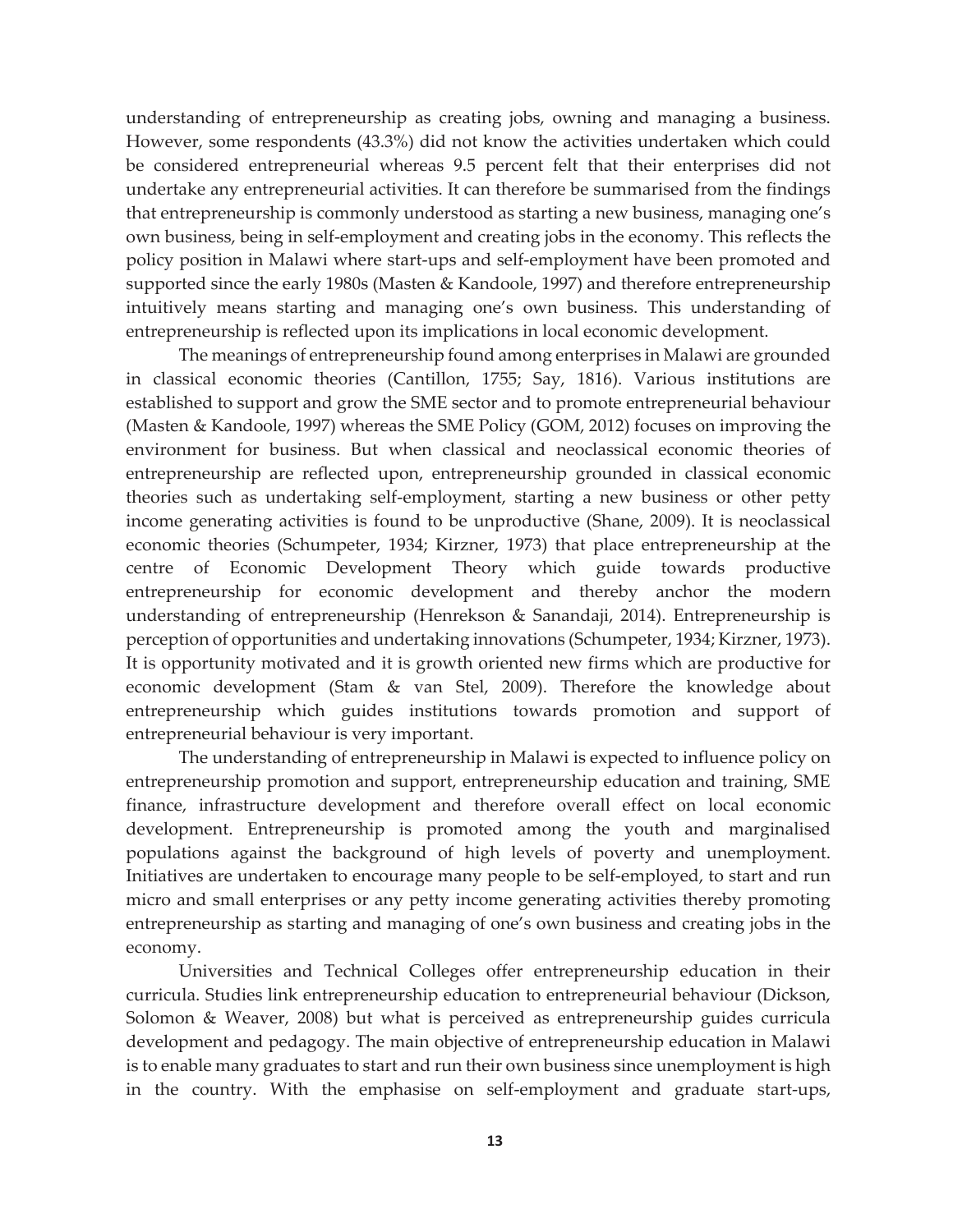understanding of entrepreneurship as creating jobs, owning and managing a business. However, some respondents (43.3%) did not know the activities undertaken which could be considered entrepreneurial whereas 9.5 percent felt that their enterprises did not undertake any entrepreneurial activities. It can therefore be summarised from the findings that entrepreneurship is commonly understood as starting a new business, managing one's own business, being in self-employment and creating jobs in the economy. This reflects the policy position in Malawi where start-ups and self-employment have been promoted and supported since the early 1980s (Masten & Kandoole, 1997) and therefore entrepreneurship intuitively means starting and managing one's own business. This understanding of entrepreneurship is reflected upon its implications in local economic development.

The meanings of entrepreneurship found among enterprises in Malawi are grounded in classical economic theories (Cantillon, 1755; Say, 1816). Various institutions are established to support and grow the SME sector and to promote entrepreneurial behaviour (Masten & Kandoole, 1997) whereas the SME Policy (GOM, 2012) focuses on improving the environment for business. But when classical and neoclassical economic theories of entrepreneurship are reflected upon, entrepreneurship grounded in classical economic theories such as undertaking self-employment, starting a new business or other petty income generating activities is found to be unproductive (Shane, 2009). It is neoclassical economic theories (Schumpeter, 1934; Kirzner, 1973) that place entrepreneurship at the centre of Economic Development Theory which guide towards productive entrepreneurship for economic development and thereby anchor the modern understanding of entrepreneurship (Henrekson & Sanandaji, 2014). Entrepreneurship is perception of opportunities and undertaking innovations (Schumpeter, 1934; Kirzner, 1973). It is opportunity motivated and it is growth oriented new firms which are productive for economic development (Stam & van Stel, 2009). Therefore the knowledge about entrepreneurship which guides institutions towards promotion and support of entrepreneurial behaviour is very important.

The understanding of entrepreneurship in Malawi is expected to influence policy on entrepreneurship promotion and support, entrepreneurship education and training, SME finance, infrastructure development and therefore overall effect on local economic development. Entrepreneurship is promoted among the youth and marginalised populations against the background of high levels of poverty and unemployment. Initiatives are undertaken to encourage many people to be self-employed, to start and run micro and small enterprises or any petty income generating activities thereby promoting entrepreneurship as starting and managing of one's own business and creating jobs in the economy.

Universities and Technical Colleges offer entrepreneurship education in their curricula. Studies link entrepreneurship education to entrepreneurial behaviour (Dickson, Solomon & Weaver, 2008) but what is perceived as entrepreneurship guides curricula development and pedagogy. The main objective of entrepreneurship education in Malawi is to enable many graduates to start and run their own business since unemployment is high in the country. With the emphasise on self-employment and graduate start-ups,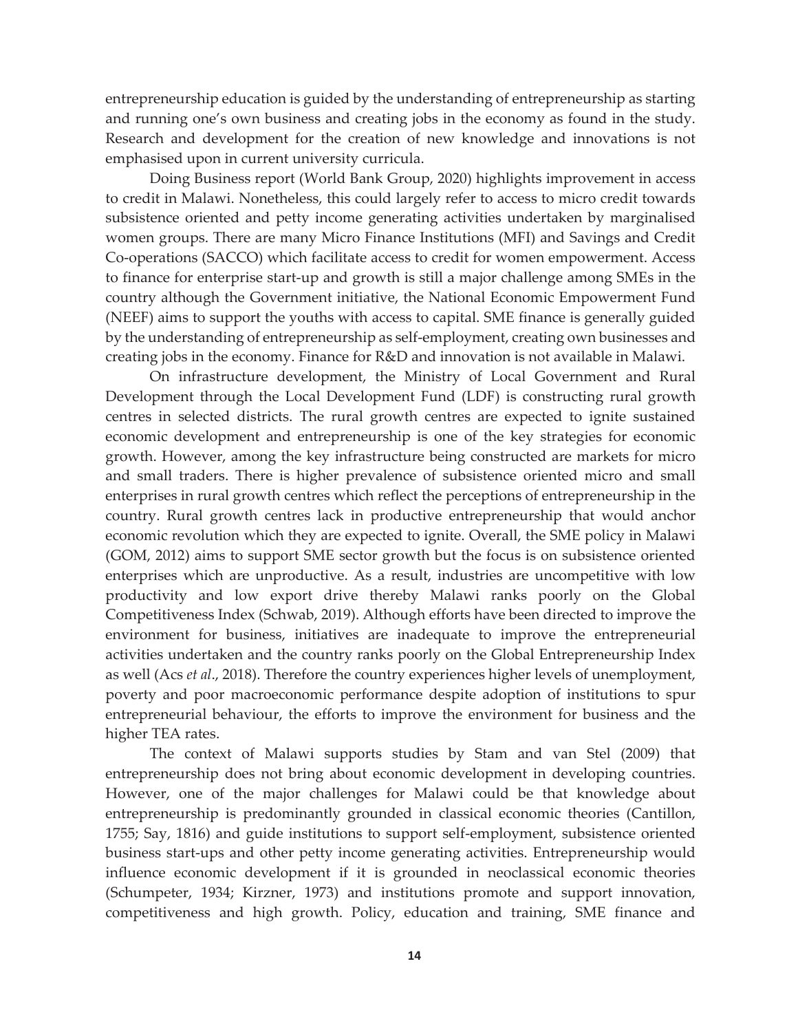entrepreneurship education is guided by the understanding of entrepreneurship as starting and running one's own business and creating jobs in the economy as found in the study. Research and development for the creation of new knowledge and innovations is not emphasised upon in current university curricula.

Doing Business report (World Bank Group, 2020) highlights improvement in access to credit in Malawi. Nonetheless, this could largely refer to access to micro credit towards subsistence oriented and petty income generating activities undertaken by marginalised women groups. There are many Micro Finance Institutions (MFI) and Savings and Credit Co-operations (SACCO) which facilitate access to credit for women empowerment. Access to finance for enterprise start-up and growth is still a major challenge among SMEs in the country although the Government initiative, the National Economic Empowerment Fund (NEEF) aims to support the youths with access to capital. SME finance is generally guided by the understanding of entrepreneurship as self-employment, creating own businesses and creating jobs in the economy. Finance for R&D and innovation is not available in Malawi.

On infrastructure development, the Ministry of Local Government and Rural Development through the Local Development Fund (LDF) is constructing rural growth centres in selected districts. The rural growth centres are expected to ignite sustained economic development and entrepreneurship is one of the key strategies for economic growth. However, among the key infrastructure being constructed are markets for micro and small traders. There is higher prevalence of subsistence oriented micro and small enterprises in rural growth centres which reflect the perceptions of entrepreneurship in the country. Rural growth centres lack in productive entrepreneurship that would anchor economic revolution which they are expected to ignite. Overall, the SME policy in Malawi (GOM, 2012) aims to support SME sector growth but the focus is on subsistence oriented enterprises which are unproductive. As a result, industries are uncompetitive with low productivity and low export drive thereby Malawi ranks poorly on the Global Competitiveness Index (Schwab, 2019). Although efforts have been directed to improve the environment for business, initiatives are inadequate to improve the entrepreneurial activities undertaken and the country ranks poorly on the Global Entrepreneurship Index as well (Acs *et al*., 2018). Therefore the country experiences higher levels of unemployment, poverty and poor macroeconomic performance despite adoption of institutions to spur entrepreneurial behaviour, the efforts to improve the environment for business and the higher TEA rates.

The context of Malawi supports studies by Stam and van Stel (2009) that entrepreneurship does not bring about economic development in developing countries. However, one of the major challenges for Malawi could be that knowledge about entrepreneurship is predominantly grounded in classical economic theories (Cantillon, 1755; Say, 1816) and guide institutions to support self-employment, subsistence oriented business start-ups and other petty income generating activities. Entrepreneurship would influence economic development if it is grounded in neoclassical economic theories (Schumpeter, 1934; Kirzner, 1973) and institutions promote and support innovation, competitiveness and high growth. Policy, education and training, SME finance and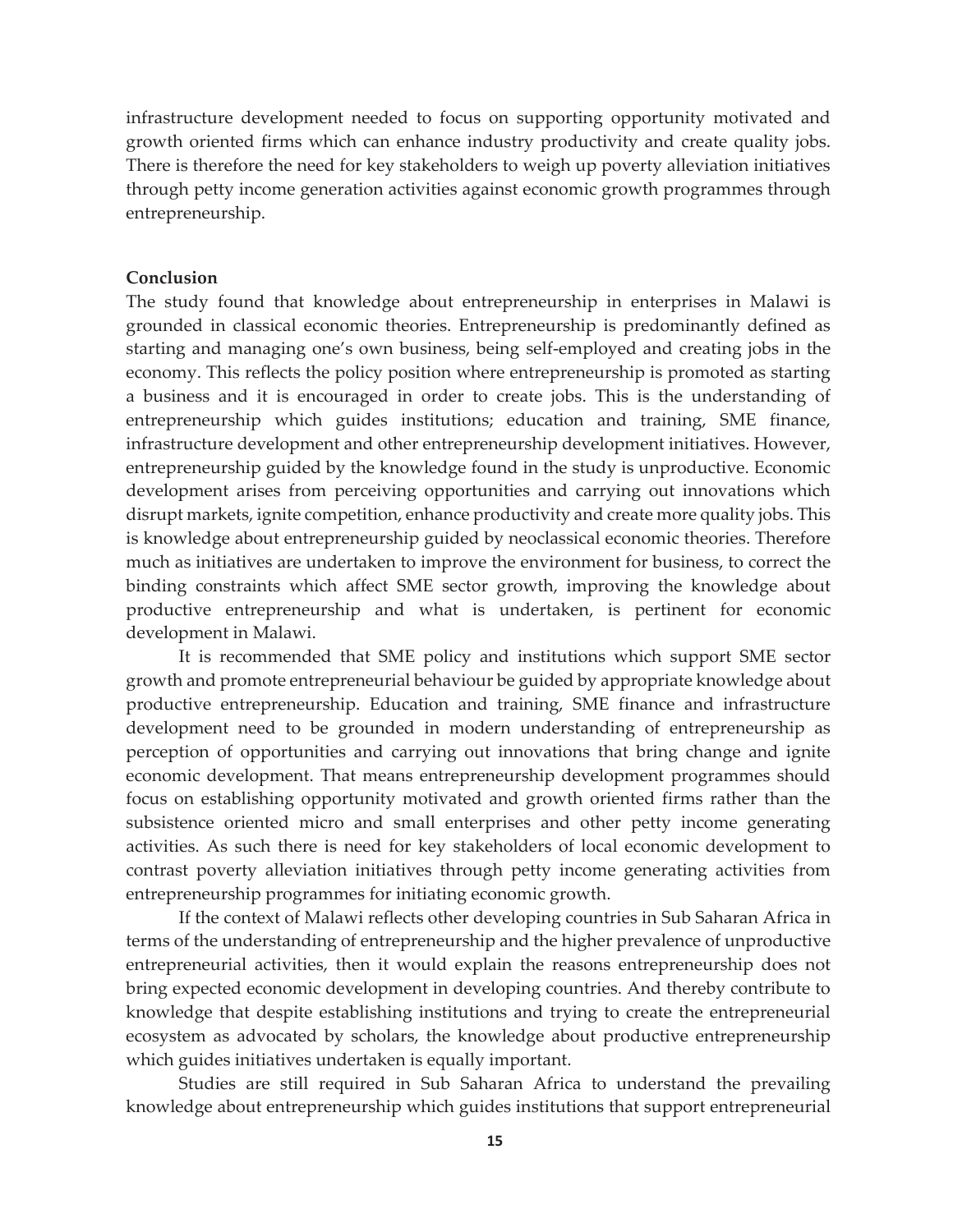infrastructure development needed to focus on supporting opportunity motivated and growth oriented firms which can enhance industry productivity and create quality jobs. There is therefore the need for key stakeholders to weigh up poverty alleviation initiatives through petty income generation activities against economic growth programmes through entrepreneurship.

**Conclusion**

The study found that knowledge about entrepreneurship in enterprises in Malawi is grounded in classical economic theories. Entrepreneurship is predominantly defined as starting and managing one's own business, being self-employed and creating jobs in the economy. This reflects the policy position where entrepreneurship is promoted as starting a business and it is encouraged in order to create jobs. This is the understanding of entrepreneurship which guides institutions; education and training, SME finance, infrastructure development and other entrepreneurship development initiatives. However, entrepreneurship guided by the knowledge found in the study is unproductive. Economic development arises from perceiving opportunities and carrying out innovations which disrupt markets, ignite competition, enhance productivity and create more quality jobs. This is knowledge about entrepreneurship guided by neoclassical economic theories. Therefore much as initiatives are undertaken to improve the environment for business, to correct the binding constraints which affect SME sector growth, improving the knowledge about productive entrepreneurship and what is undertaken, is pertinent for economic development in Malawi.

It is recommended that SME policy and institutions which support SME sector growth and promote entrepreneurial behaviour be guided by appropriate knowledge about productive entrepreneurship. Education and training, SME finance and infrastructure development need to be grounded in modern understanding of entrepreneurship as perception of opportunities and carrying out innovations that bring change and ignite economic development. That means entrepreneurship development programmes should focus on establishing opportunity motivated and growth oriented firms rather than the subsistence oriented micro and small enterprises and other petty income generating activities. As such there is need for key stakeholders of local economic development to contrast poverty alleviation initiatives through petty income generating activities from entrepreneurship programmes for initiating economic growth.

If the context of Malawi reflects other developing countries in Sub Saharan Africa in terms of the understanding of entrepreneurship and the higher prevalence of unproductive entrepreneurial activities, then it would explain the reasons entrepreneurship does not bring expected economic development in developing countries. And thereby contribute to knowledge that despite establishing institutions and trying to create the entrepreneurial ecosystem as advocated by scholars, the knowledge about productive entrepreneurship which guides initiatives undertaken is equally important.

Studies are still required in Sub Saharan Africa to understand the prevailing knowledge about entrepreneurship which guides institutions that support entrepreneurial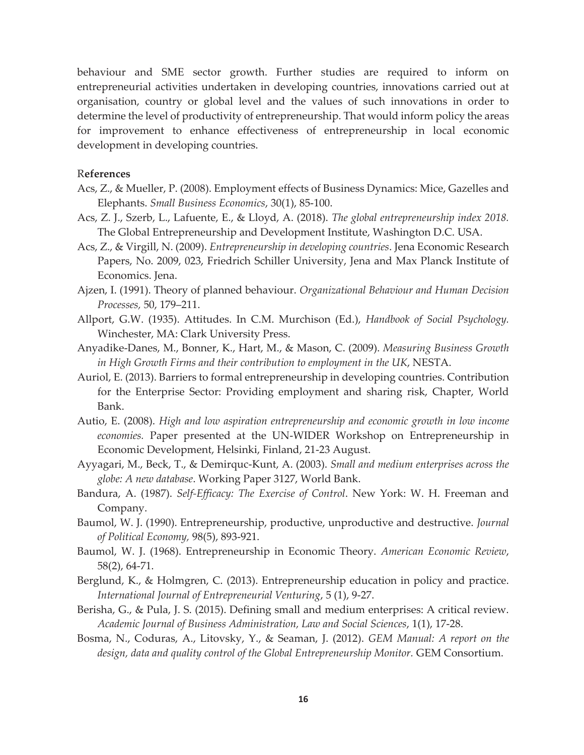behaviour and SME sector growth. Further studies are required to inform on entrepreneurial activities undertaken in developing countries, innovations carried out at organisation, country or global level and the values of such innovations in order to determine the level of productivity of entrepreneurship. That would inform policy the areas for improvement to enhance effectiveness of entrepreneurship in local economic development in developing countries.

## References

Acs, Z., & Mueller, P. (2008). Employment effects of Business Dynamics: Mice, Gazelles and Elephants. *Small Business Economics*, 30(1), 85-100.

Acs, Z. J., Szerb, L., Lafuente, E., & Lloyd, A. (2018). *The global entrepreneurship index 2018.* The Global Entrepreneurship and Development Institute, Washington D.C. USA.

Acs, Z., & Virgill, N. (2009). *Entrepreneurship in developing countries*. Jena Economic Research Papers, No. 2009, 023, Friedrich Schiller University, Jena and Max Planck Institute of Economics. Jena.

Ajzen, I. (1991). Theory of planned behaviour. *Organizational Behaviour and Human Decision Processes,* 50, 179–211.

Allport, G.W. (1935). Attitudes. In C.M. Murchison (Ed.), *Handbook of Social Psychology.* Winchester, MA: Clark University Press.

Anyadike-Danes, M., Bonner, K., Hart, M., & Mason, C. (2009). *Measuring Business Growth in High Growth Firms and their contribution to employment in the UK*, NESTA.

Auriol, E. (2013). Barriers to formal entrepreneurship in developing countries. Contribution for the Enterprise Sector: Providing employment and sharing risk, Chapter, World Bank.

Autio, E. (2008). *High and low aspiration entrepreneurship and economic growth in low income economies.* Paper presented at the UN-WIDER Workshop on Entrepreneurship in Economic Development, Helsinki, Finland, 21-23 August.

Ayyagari, M., Beck, T., & Demirquc-Kunt, A. (2003). *Small and medium enterprises across the globe: A new database*. Working Paper 3127, World Bank.

Bandura, A. (1987). *Self-Efficacy: The Exercise of Control*. New York: W. H. Freeman and Company.

Baumol, W. J. (1990). Entrepreneurship, productive, unproductive and destructive. *Journal of Political Economy,* 98(5), 893-921.

Baumol, W. J. (1968). Entrepreneurship in Economic Theory. *American Economic Review*, 58(2), 64-71.

Berglund, K., & Holmgren, C. (2013). Entrepreneurship education in policy and practice. *International Journal of Entrepreneurial Venturing*, 5 (1), 9-27.

Berisha, G., & Pula, J. S. (2015). Defining small and medium enterprises: A critical review. *Academic Journal of Business Administration, Law and Social Sciences*, 1(1), 17-28.

Bosma, N., Coduras, A., Litovsky, Y., & Seaman, J. (2012). *GEM Manual: A report on the design, data and quality control of the Global Entrepreneurship Monitor.* GEM Consortium.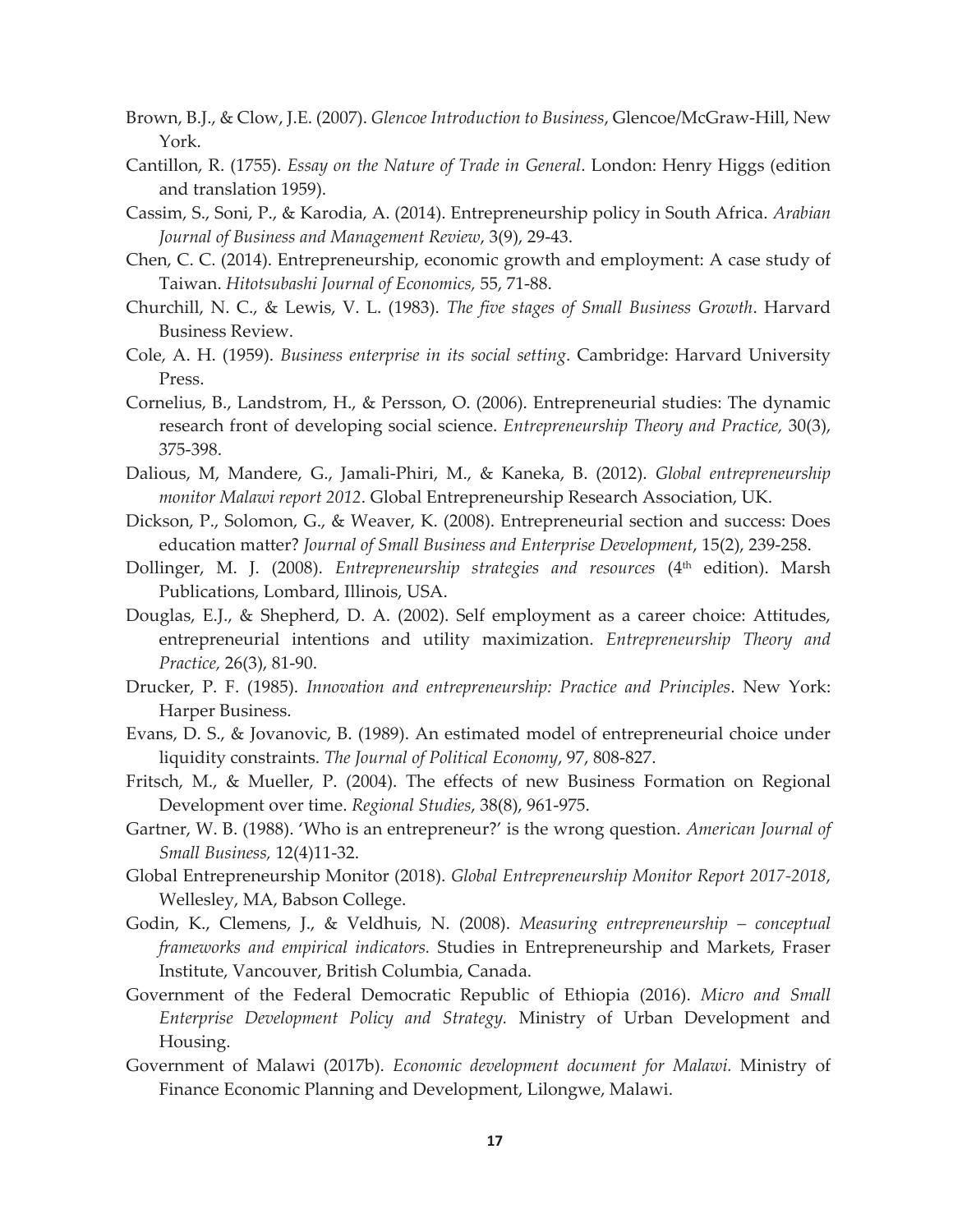Brown, B.J., & Clow, J.E. (2007). *Glencoe Introduction to Business*, Glencoe/McGraw-Hill, New York.

Cantillon, R. (1755). *Essay on the Nature of Trade in General*. London: Henry Higgs (edition and translation 1959).

Cassim, S., Soni, P., & Karodia, A. (2014). Entrepreneurship policy in South Africa. *Arabian Journal of Business and Management Review*, 3(9), 29-43.

Chen, C. C. (2014). Entrepreneurship, economic growth and employment: A case study of Taiwan. *Hitotsubashi Journal of Economics*, 55, 71-88.

Churchill, N. C., & Lewis, V. L. (1983). *The five stages of Small Business Growth*. Harvard Business Review.

Cole, A. H. (1959). *Business enterprise in its social setting*. Cambridge: Harvard University Press.

Cornelius, B., Landstrom, H., & Persson, O. (2006). Entrepreneurial studies: The dynamic research front of developing social science. *Entrepreneurship Theory and Practice,* 30(3), 375-398.

Dalious, M, Mandere, G., Jamali-Phiri, M., & Kaneka, B. (2012). *Global entrepreneurship monitor Malawi report 2012*. Global Entrepreneurship Research Association, UK.

Dickson, P., Solomon, G., & Weaver, K. (2008). Entrepreneurial section and success: Does education matter? *Journal of Small Business and Enterprise Development*, 15(2), 239-258.

Dollinger, M. J. (2008). *Entrepreneurship strategies and resources* (4th edition). Marsh Publications, Lombard, Illinois, USA.

Douglas, E.J., & Shepherd, D. A. (2002). Self employment as a career choice: Attitudes, entrepreneurial intentions and utility maximization. *Entrepreneurship Theory and Practice,* 26(3), 81-90.

Drucker, P. F. (1985). *Innovation and entrepreneurship: Practice and Principles*. New York: Harper Business.

Evans, D. S., & Jovanovic, B. (1989). An estimated model of entrepreneurial choice under liquidity constraints. *The Journal of Political Economy*, 97, 808-827.

Fritsch, M., & Mueller, P. (2004). The effects of new Business Formation on Regional Development over time. *Regional Studies*, 38(8), 961-975.

Gartner, W. B. (1988). 'Who is an entrepreneur?' is the wrong question. *American Journal of Small Business,* 12(4)11-32.

Global Entrepreneurship Monitor (2018). *Global Entrepreneurship Monitor Report 2017-2018*, Wellesley, MA, Babson College.

Godin, K., Clemens, J., & Veldhuis, N. (2008). *Measuring entrepreneurship – conceptual frameworks and empirical indicators.* Studies in Entrepreneurship and Markets, Fraser Institute, Vancouver, British Columbia, Canada.

Government of the Federal Democratic Republic of Ethiopia (2016). *Micro and Small Enterprise Development Policy and Strategy.* Ministry of Urban Development and Housing.

Government of Malawi (2017b). *Economic development document for Malawi.* Ministry of Finance Economic Planning and Development, Lilongwe, Malawi.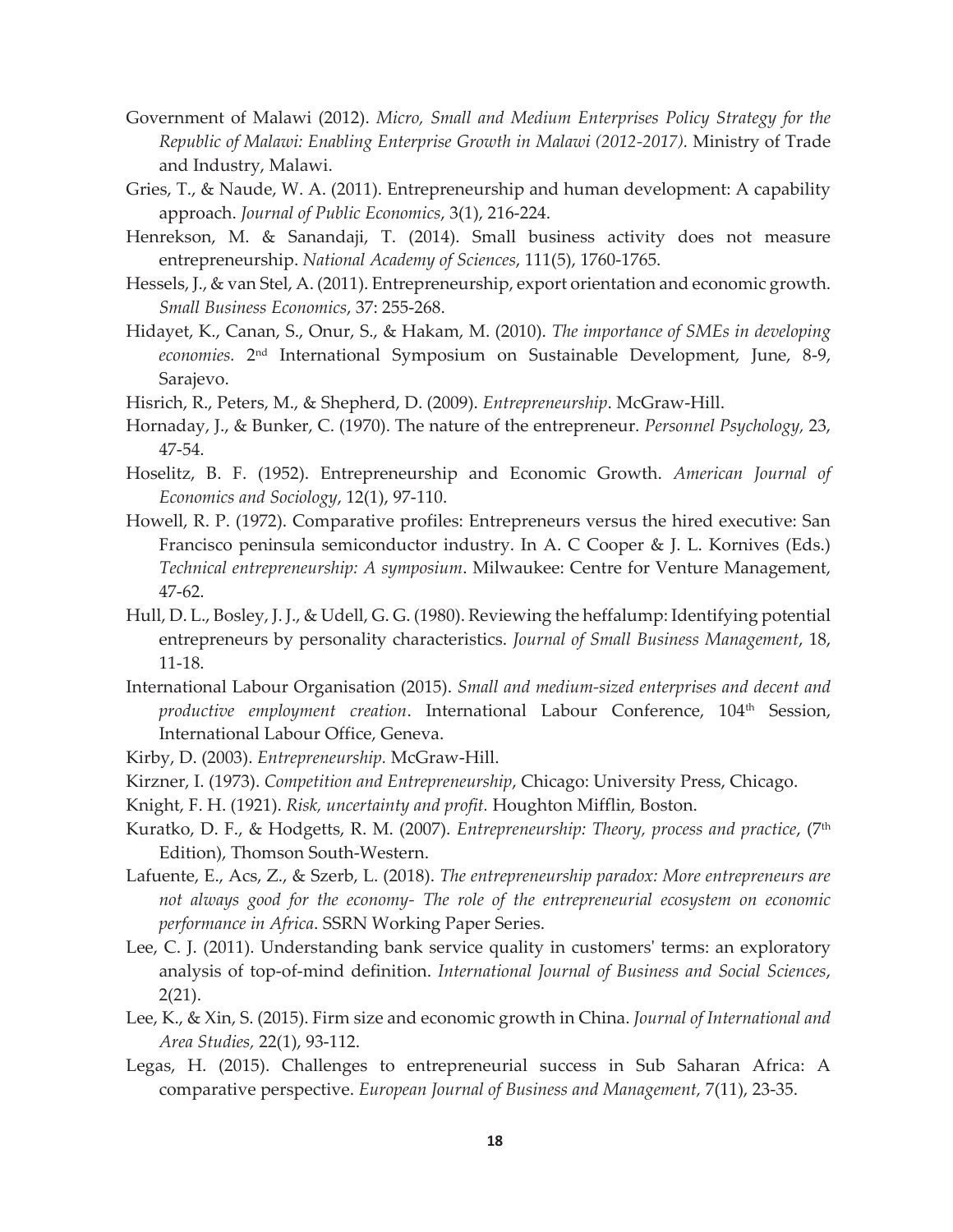Government of Malawi (2012). *Micro, Small and Medium Enterprises Policy Strategy for the Republic of Malawi: Enabling Enterprise Growth in Malawi (2012-2017).* Ministry of Trade and Industry, Malawi.

Gries, T., & Naude, W. A. (2011). Entrepreneurship and human development: A capability approach. *Journal of Public Economics*, 3(1), 216-224.

Henrekson, M. & Sanandaji, T. (2014). Small business activity does not measure entrepreneurship. *National Academy of Sciences*, 111(5), 1760-1765.

Hessels, J., & van Stel, A. (2011). Entrepreneurship, export orientation and economic growth. *Small Business Economics*, 37: 255-268.

Hidayet, K., Canan, S., Onur, S., & Hakam, M. (2010). *The importance of SMEs in developing economies.* 2nd International Symposium on Sustainable Development, June, 8-9, Sarajevo.

Hisrich, R., Peters, M., & Shepherd, D. (2009). *Entrepreneurship*. McGraw-Hill.

Hornaday, J., & Bunker, C. (1970). The nature of the entrepreneur. *Personnel Psychology,* 23, 47-54.

Hoselitz, B. F. (1952). Entrepreneurship and Economic Growth. *American Journal of Economics and Sociology*, 12(1), 97-110.

Howell, R. P. (1972). Comparative profiles: Entrepreneurs versus the hired executive: San Francisco peninsula semiconductor industry. In A. C Cooper & J. L. Kornives (Eds.) *Technical entrepreneurship: A symposium*. Milwaukee: Centre for Venture Management, 47-62.

Hull, D. L., Bosley, J. J., & Udell, G. G. (1980). Reviewing the heffalump: Identifying potential entrepreneurs by personality characteristics. *Journal of Small Business Management*, 18, 11-18.

International Labour Organisation (2015). *Small and medium-sized enterprises and decent and productive employment creation*. International Labour Conference, 104th Session, International Labour Office, Geneva.

Kirby, D. (2003). *Entrepreneurship.* McGraw-Hill.

Kirzner, I. (1973). *Competition and Entrepreneurship*, Chicago: University Press, Chicago.

Knight, F. H. (1921). *Risk, uncertainty and profit.* Houghton Mifflin, Boston.

Kuratko, D. F., & Hodgetts, R. M. (2007). *Entrepreneurship: Theory, process and practice*, (7th Edition), Thomson South-Western.

Lafuente, E., Acs, Z., & Szerb, L. (2018). *The entrepreneurship paradox: More entrepreneurs are not always good for the economy- The role of the entrepreneurial ecosystem on economic performance in Africa*. SSRN Working Paper Series.

Lee, C. J. (2011). Understanding bank service quality in customers' terms: an exploratory analysis of top-of-mind definition. *International Journal of Business and Social Sciences*, 2(21).

Lee, K., & Xin, S. (2015). Firm size and economic growth in China. *Journal of International and Area Studies,* 22(1), 93-112.

Legas, H. (2015). Challenges to entrepreneurial success in Sub Saharan Africa: A comparative perspective. *European Journal of Business and Management*, 7(11), 23-35.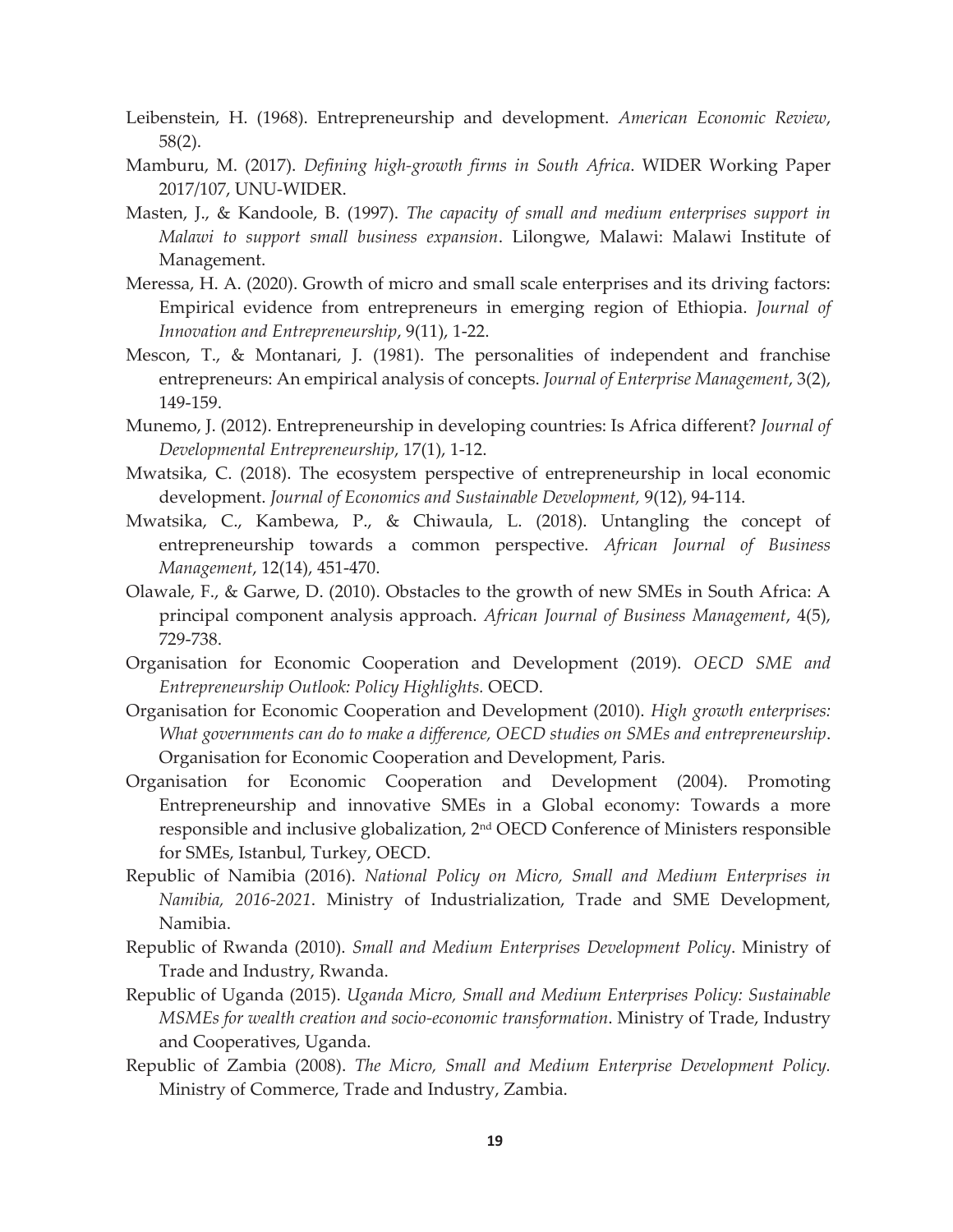Leibenstein, H. (1968). Entrepreneurship and development. *American Economic Review*, 58(2).

Mamburu, M. (2017). *Defining high-growth firms in South Africa*. WIDER Working Paper 2017/107, UNU-WIDER.

Masten, J., & Kandoole, B. (1997). *The capacity of small and medium enterprises support in Malawi to support small business expansion*. Lilongwe, Malawi: Malawi Institute of Management.

Meressa, H. A. (2020). Growth of micro and small scale enterprises and its driving factors: Empirical evidence from entrepreneurs in emerging region of Ethiopia. *Journal of Innovation and Entrepreneurship*, 9(11), 1-22.

Mescon, T., & Montanari, J. (1981). The personalities of independent and franchise entrepreneurs: An empirical analysis of concepts. *Journal of Enterprise Management*, 3(2), 149-159.

Munemo, J. (2012). Entrepreneurship in developing countries: Is Africa different? *Journal of Developmental Entrepreneurship*, 17(1), 1-12.

Mwatsika, C. (2018). The ecosystem perspective of entrepreneurship in local economic development. *Journal of Economics and Sustainable Development,* 9(12), 94-114.

Mwatsika, C., Kambewa, P., & Chiwaula, L. (2018). Untangling the concept of entrepreneurship towards a common perspective. *African Journal of Business Management*, 12(14), 451-470.

Olawale, F., & Garwe, D. (2010). Obstacles to the growth of new SMEs in South Africa: A principal component analysis approach. *African Journal of Business Management*, 4(5), 729-738.

Organisation for Economic Cooperation and Development (2019). *OECD SME and Entrepreneurship Outlook: Policy Highlights.* OECD.

Organisation for Economic Cooperation and Development (2010). *High growth enterprises: What governments can do to make a difference, OECD studies on SMEs and entrepreneurship*. Organisation for Economic Cooperation and Development, Paris.

Organisation for Economic Cooperation and Development (2004). Promoting Entrepreneurship and innovative SMEs in a Global economy: Towards a more responsible and inclusive globalization, 2nd OECD Conference of Ministers responsible for SMEs, Istanbul, Turkey, OECD.

Republic of Namibia (2016). *National Policy on Micro, Small and Medium Enterprises in Namibia, 2016-2021*. Ministry of Industrialization, Trade and SME Development, Namibia.

Republic of Rwanda (2010). *Small and Medium Enterprises Development Policy*. Ministry of Trade and Industry, Rwanda.

Republic of Uganda (2015). *Uganda Micro, Small and Medium Enterprises Policy: Sustainable MSMEs for wealth creation and socio-economic transformation*. Ministry of Trade, Industry and Cooperatives, Uganda.

Republic of Zambia (2008). *The Micro, Small and Medium Enterprise Development Policy.* Ministry of Commerce, Trade and Industry, Zambia.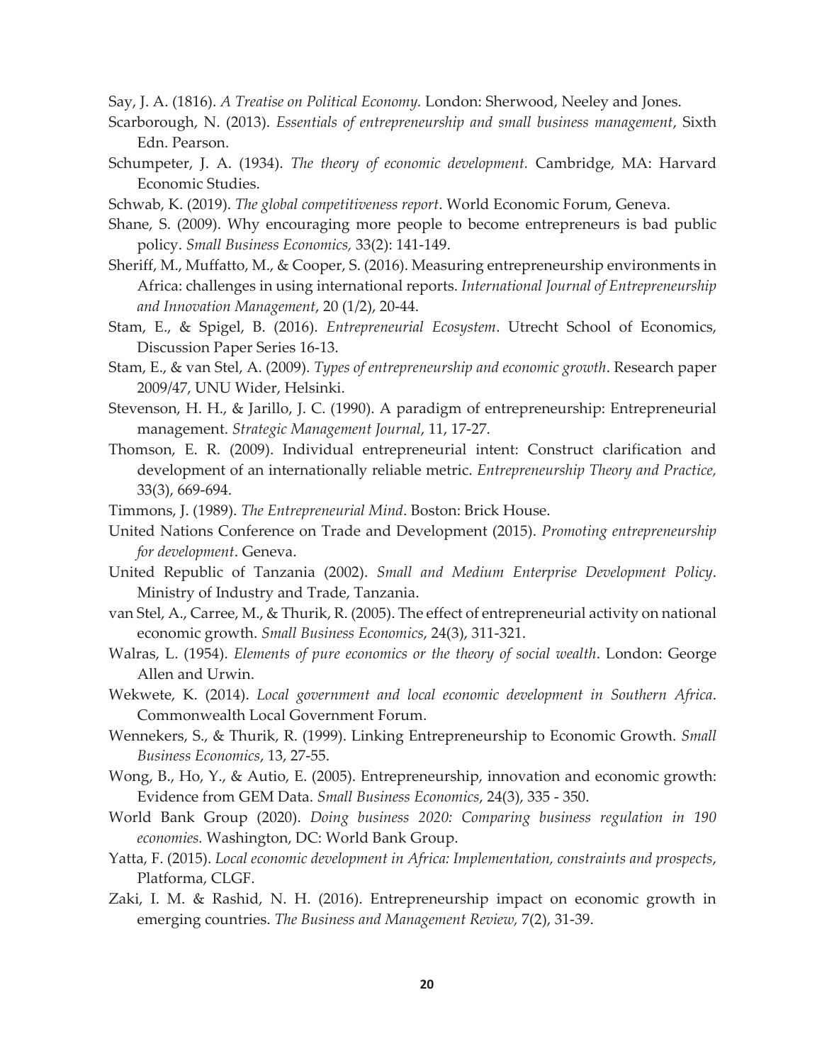Say, J. A. (1816). *A Treatise on Political Economy.* London: Sherwood, Neeley and Jones.

Scarborough, N. (2013). *Essentials of entrepreneurship and small business management*, Sixth Edn. Pearson.

Schumpeter, J. A. (1934). *The theory of economic development.* Cambridge, MA: Harvard Economic Studies.

Schwab, K. (2019). *The global competitiveness report*. World Economic Forum, Geneva.

Shane, S. (2009). Why encouraging more people to become entrepreneurs is bad public policy. *Small Business Economics,* 33(2): 141-149.

Sheriff, M., Muffatto, M., & Cooper, S. (2016). Measuring entrepreneurship environments in Africa: challenges in using international reports. *International Journal of Entrepreneurship and Innovation Management*, 20 (1/2), 20-44.

Stam, E., & Spigel, B. (2016). *Entrepreneurial Ecosystem*. Utrecht School of Economics, Discussion Paper Series 16-13.

Stam, E., & van Stel, A. (2009). *Types of entrepreneurship and economic growth*. Research paper 2009/47, UNU Wider, Helsinki.

Stevenson, H. H., & Jarillo, J. C. (1990). A paradigm of entrepreneurship: Entrepreneurial management. *Strategic Management Journal*, 11, 17-27.

Thomson, E. R. (2009). Individual entrepreneurial intent: Construct clarification and development of an internationally reliable metric. *Entrepreneurship Theory and Practice,* 33(3), 669-694.

Timmons, J. (1989). *The Entrepreneurial Mind*. Boston: Brick House.

United Nations Conference on Trade and Development (2015). *Promoting entrepreneurship for development*. Geneva.

United Republic of Tanzania (2002). *Small and Medium Enterprise Development Policy*. Ministry of Industry and Trade, Tanzania.

van Stel, A., Carree, M., & Thurik, R. (2005). The effect of entrepreneurial activity on national economic growth. *Small Business Economics*, 24(3), 311-321.

Walras, L. (1954). *Elements of pure economics or the theory of social wealth*. London: George Allen and Urwin.

Wekwete, K. (2014). *Local government and local economic development in Southern Africa*. Commonwealth Local Government Forum.

Wennekers, S., & Thurik, R. (1999). Linking Entrepreneurship to Economic Growth. *Small Business Economics*, 13, 27-55.

Wong, B., Ho, Y., & Autio, E. (2005). Entrepreneurship, innovation and economic growth: Evidence from GEM Data. *Small Business Economics*, 24(3), 335 - 350.

World Bank Group (2020). *Doing business 2020: Comparing business regulation in 190 economies.* Washington, DC: World Bank Group.

Yatta, F. (2015). *Local economic development in Africa: Implementation, constraints and prospects*, Platforma, CLGF.

Zaki, I. M. & Rashid, N. H. (2016). Entrepreneurship impact on economic growth in emerging countries. *The Business and Management Review,* 7(2), 31-39.